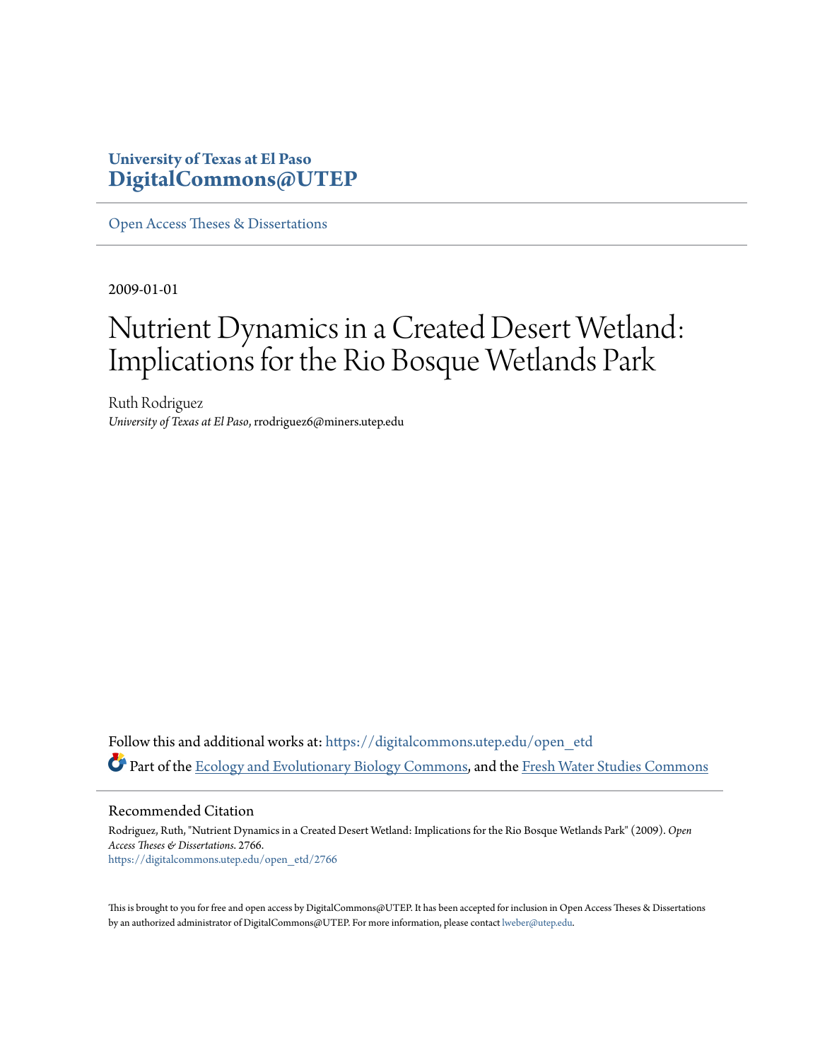**University of Texas at El Paso**
**DigitalCommons@UTEP**

Open Access Theses & Dissertations

2009-01-01

# Nutrient Dynamics in a Created Desert Wetland: Implications for the Rio Bosque Wetlands Park

Ruth Rodriguez
*University of Texas at El Paso*, rrodriguez6@miners.utep.edu

Follow this and additional works at: https://digitalcommons.utep.edu/open_etd

Part of the Ecology and Evolutionary Biology Commons, and the Fresh Water Studies Commons

## Recommended Citation

Rodriguez, Ruth, "Nutrient Dynamics in a Created Desert Wetland: Implications for the Rio Bosque Wetlands Park" (2009). *Open Access Theses & Dissertations*. 2766.
https://digitalcommons.utep.edu/open_etd/2766

This is brought to you for free and open access by DigitalCommons@UTEP. It has been accepted for inclusion in Open Access Theses & Dissertations by an authorized administrator of DigitalCommons@UTEP. For more information, please contact lweber@utep.edu.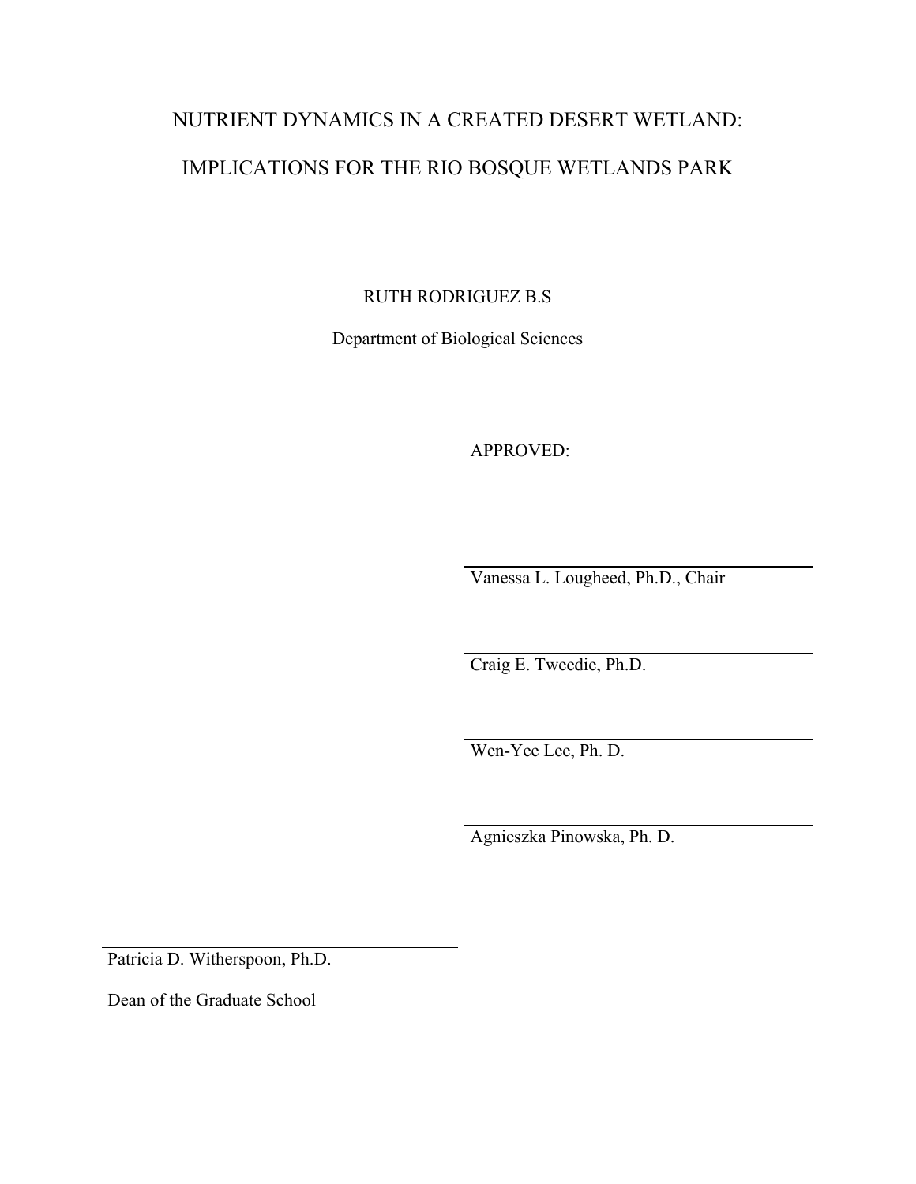# NUTRIENT DYNAMICS IN A CREATED DESERT WETLAND: IMPLICATIONS FOR THE RIO BOSQUE WETLANDS PARK

RUTH RODRIGUEZ B.S

Department of Biological Sciences

APPROVED:

Vanessa L. Lougheed, Ph.D., Chair

Craig E. Tweedie, Ph.D.

Wen-Yee Lee, Ph. D.

Agnieszka Pinowska, Ph. D.

Patricia D. Witherspoon, Ph.D.

Dean of the Graduate School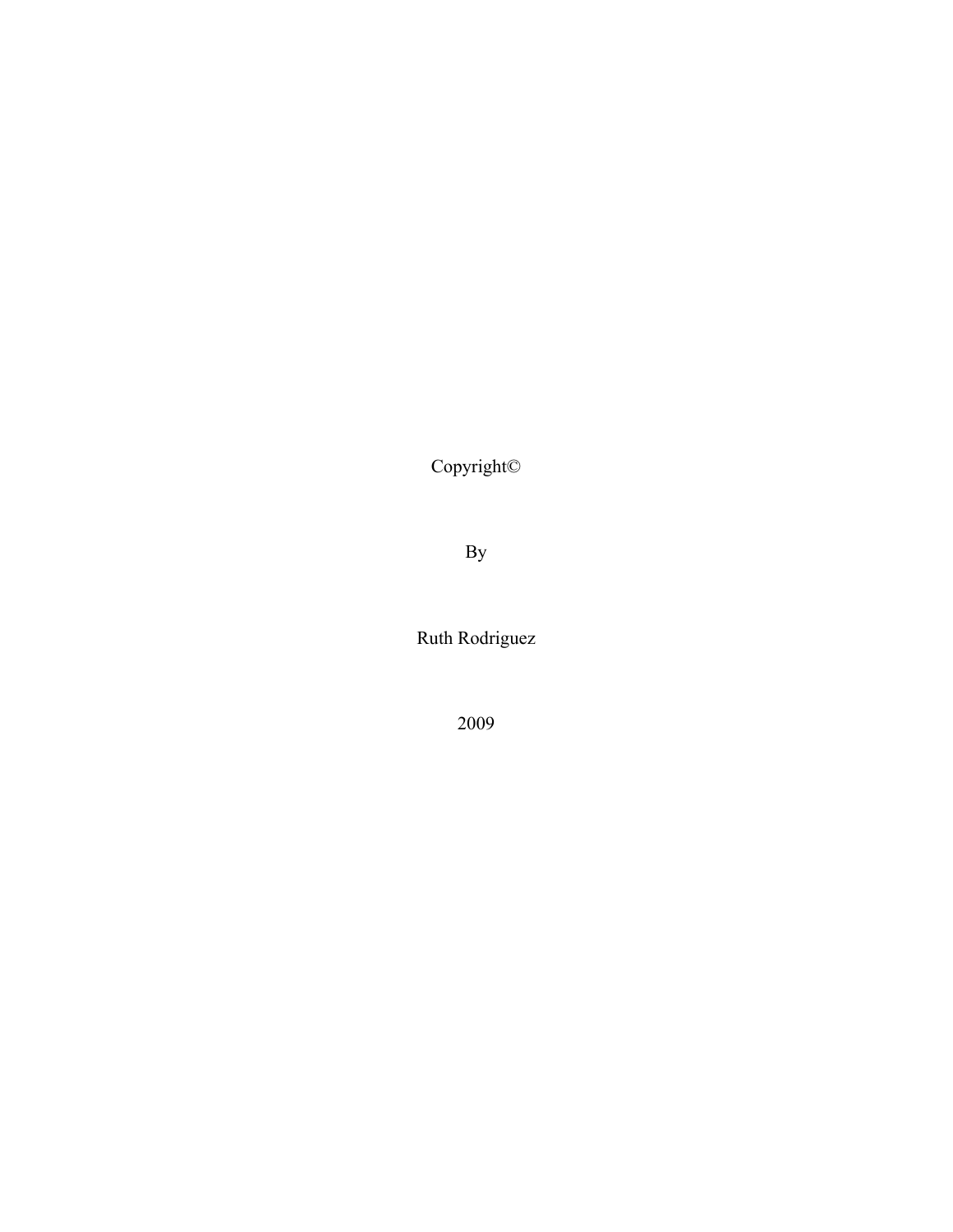Copyright©

By

Ruth Rodriguez

2009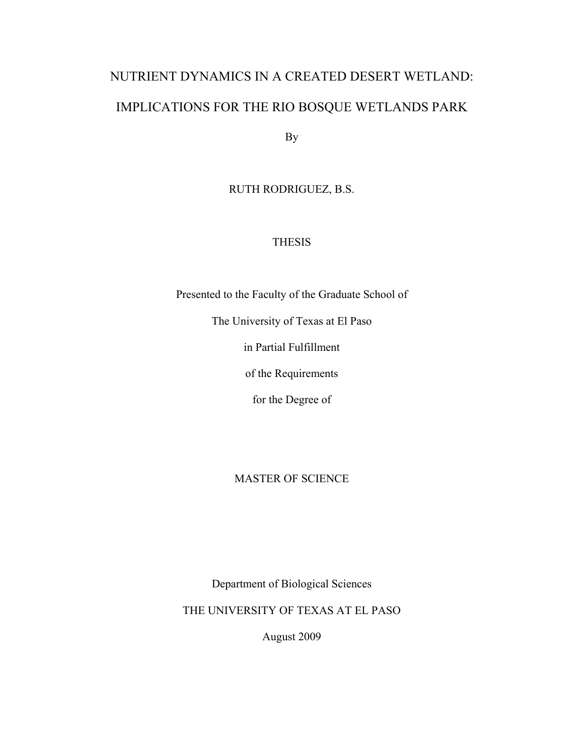# NUTRIENT DYNAMICS IN A CREATED DESERT WETLAND:

# IMPLICATIONS FOR THE RIO BOSQUE WETLANDS PARK

By

RUTH RODRIGUEZ, B.S.

THESIS

Presented to the Faculty of the Graduate School of

The University of Texas at El Paso

in Partial Fulfillment

of the Requirements

for the Degree of

MASTER OF SCIENCE

Department of Biological Sciences

THE UNIVERSITY OF TEXAS AT EL PASO

August 2009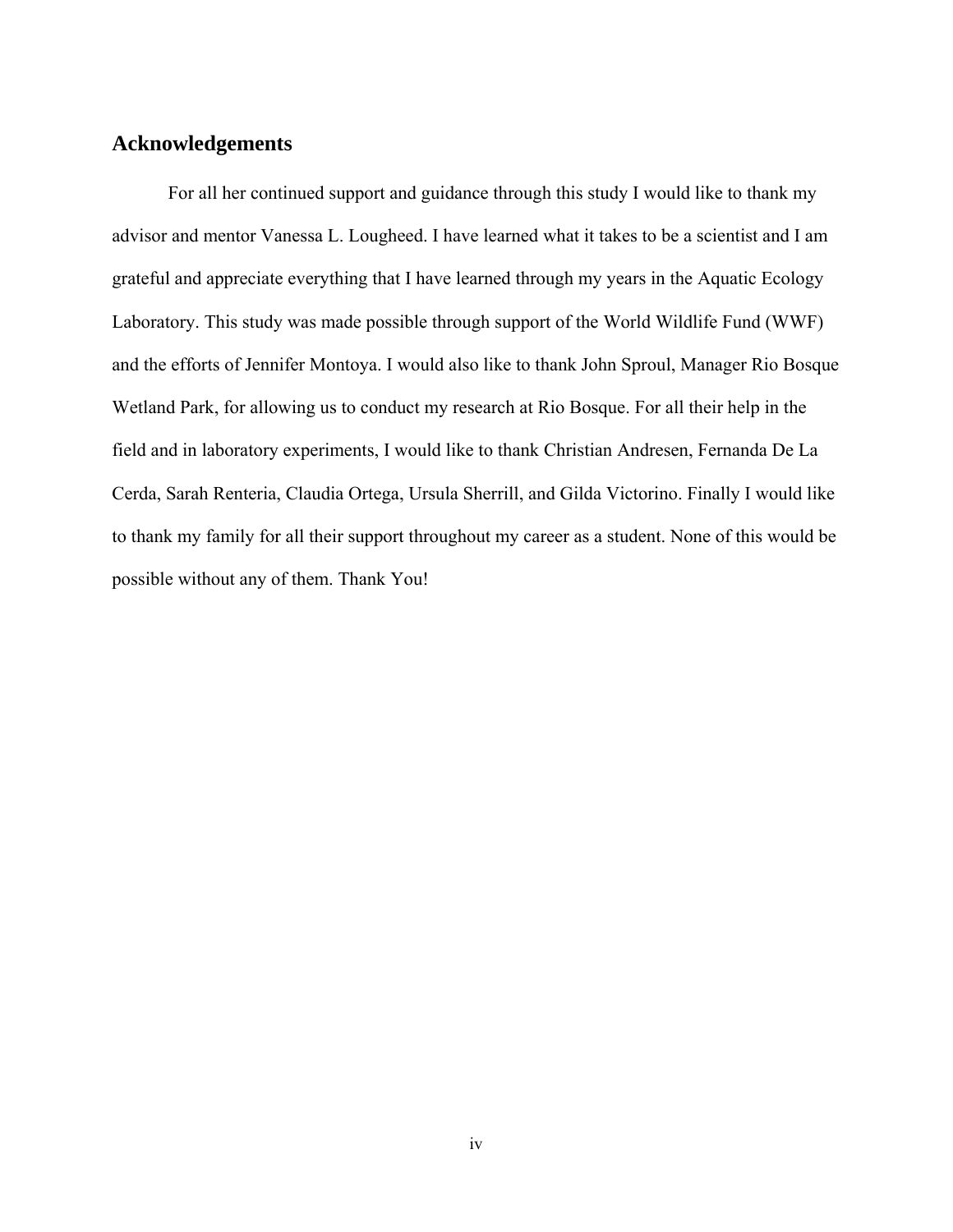## Acknowledgements

For all her continued support and guidance through this study I would like to thank my advisor and mentor Vanessa L. Lougheed. I have learned what it takes to be a scientist and I am grateful and appreciate everything that I have learned through my years in the Aquatic Ecology Laboratory. This study was made possible through support of the World Wildlife Fund (WWF) and the efforts of Jennifer Montoya. I would also like to thank John Sproul, Manager Rio Bosque Wetland Park, for allowing us to conduct my research at Rio Bosque. For all their help in the field and in laboratory experiments, I would like to thank Christian Andresen, Fernanda De La Cerda, Sarah Renteria, Claudia Ortega, Ursula Sherrill, and Gilda Victorino. Finally I would like to thank my family for all their support throughout my career as a student. None of this would be possible without any of them. Thank You!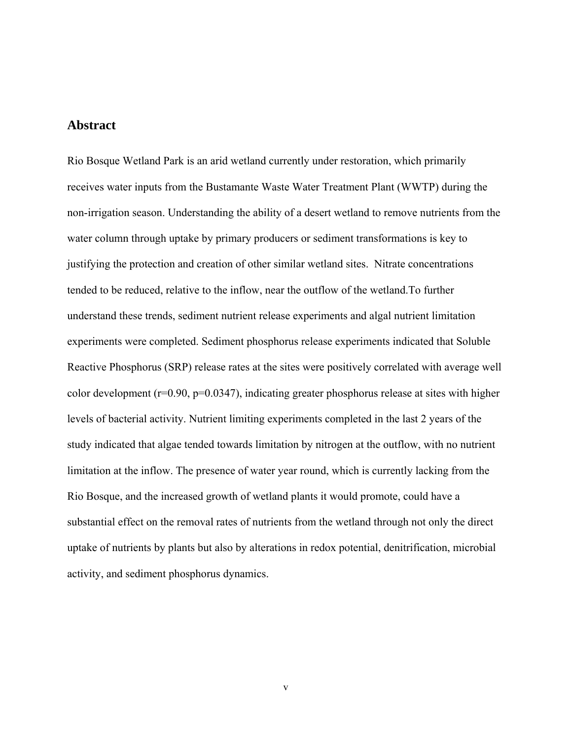## Abstract

Rio Bosque Wetland Park is an arid wetland currently under restoration, which primarily receives water inputs from the Bustamante Waste Water Treatment Plant (WWTP) during the non-irrigation season. Understanding the ability of a desert wetland to remove nutrients from the water column through uptake by primary producers or sediment transformations is key to justifying the protection and creation of other similar wetland sites.  Nitrate concentrations tended to be reduced, relative to the inflow, near the outflow of the wetland.To further understand these trends, sediment nutrient release experiments and algal nutrient limitation experiments were completed. Sediment phosphorus release experiments indicated that Soluble Reactive Phosphorus (SRP) release rates at the sites were positively correlated with average well color development ($r=0.90$, $p=0.0347$), indicating greater phosphorus release at sites with higher levels of bacterial activity. Nutrient limiting experiments completed in the last 2 years of the study indicated that algae tended towards limitation by nitrogen at the outflow, with no nutrient limitation at the inflow. The presence of water year round, which is currently lacking from the Rio Bosque, and the increased growth of wetland plants it would promote, could have a substantial effect on the removal rates of nutrients from the wetland through not only the direct uptake of nutrients by plants but also by alterations in redox potential, denitrification, microbial activity, and sediment phosphorus dynamics.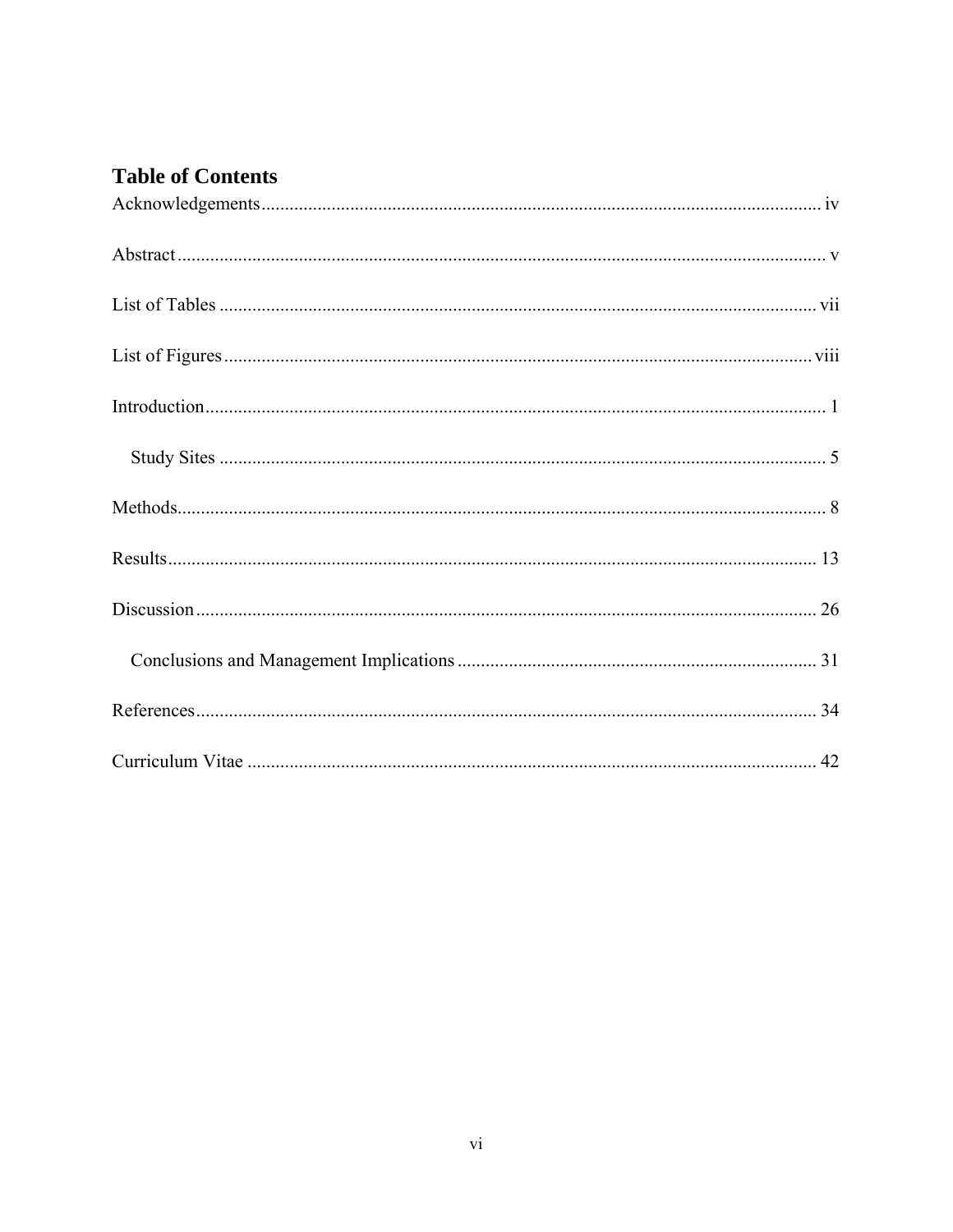## Table of Contents

Acknowledgements ........................................................................................................ iv

Abstract ........................................................................................................................ v

List of Tables ............................................................................................................... vii

List of Figures ............................................................................................................. viii

Introduction ................................................................................................................... 1

    Study Sites ................................................................................................................. 5

Methods ......................................................................................................................... 8

Results ......................................................................................................................... 13

Discussion ................................................................................................................... 26

    Conclusions and Management Implications ............................................................ 31

References ................................................................................................................... 34

Curriculum Vitae ......................................................................................................... 42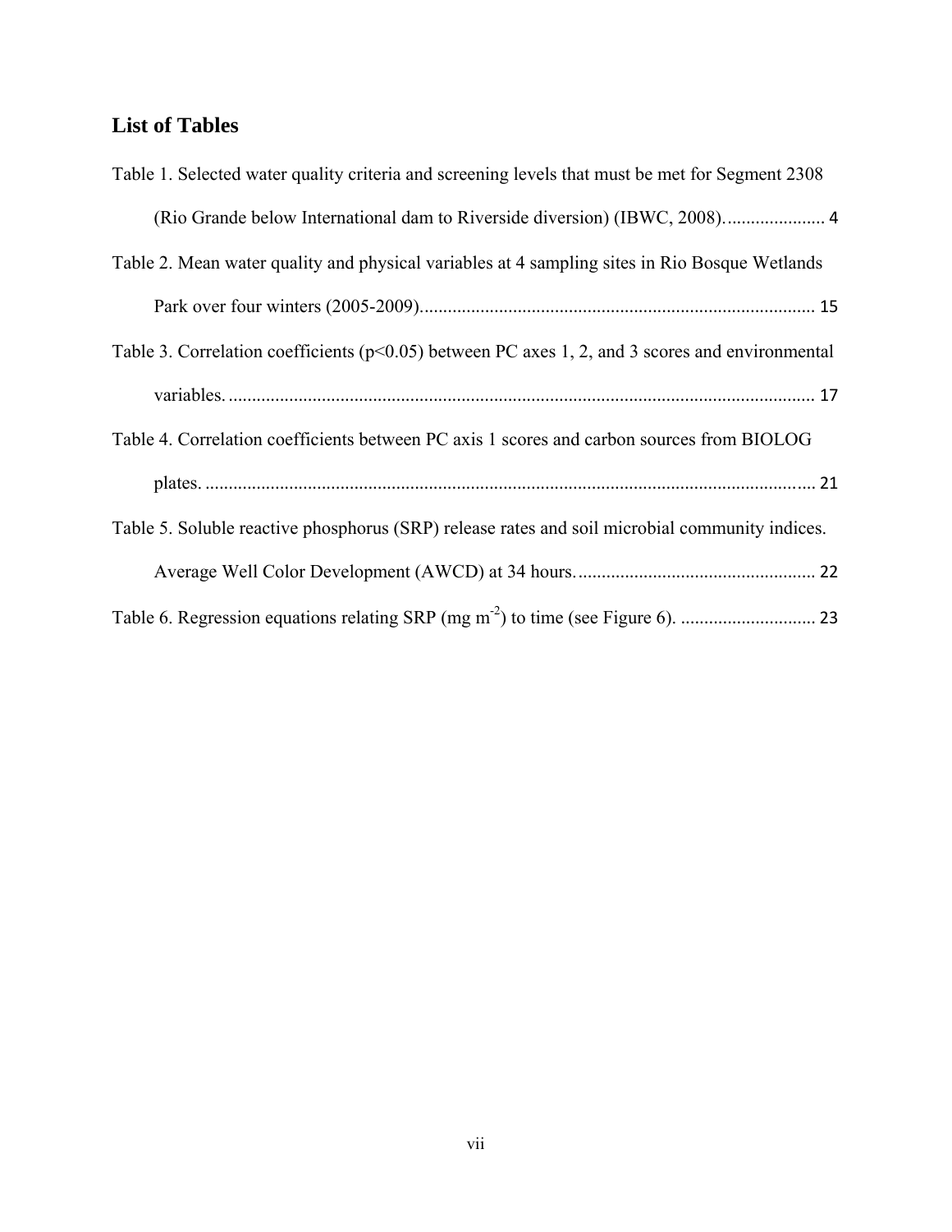## List of Tables

Table 1. Selected water quality criteria and screening levels that must be met for Segment 2308 (Rio Grande below International dam to Riverside diversion) (IBWC, 2008)...................... 4

Table 2. Mean water quality and physical variables at 4 sampling sites in Rio Bosque Wetlands Park over four winters (2005-2009)................................................................................... 15

Table 3. Correlation coefficients ($p<0.05$) between PC axes 1, 2, and 3 scores and environmental variables.............................................................................................................. 17

Table 4. Correlation coefficients between PC axis 1 scores and carbon sources from BIOLOG plates.................................................................................................................. 21

Table 5. Soluble reactive phosphorus (SRP) release rates and soil microbial community indices. Average Well Color Development (AWCD) at 34 hours.................................................. 22

Table 6. Regression equations relating SRP (mg $m^{-2}$) to time (see Figure 6). ............................ 23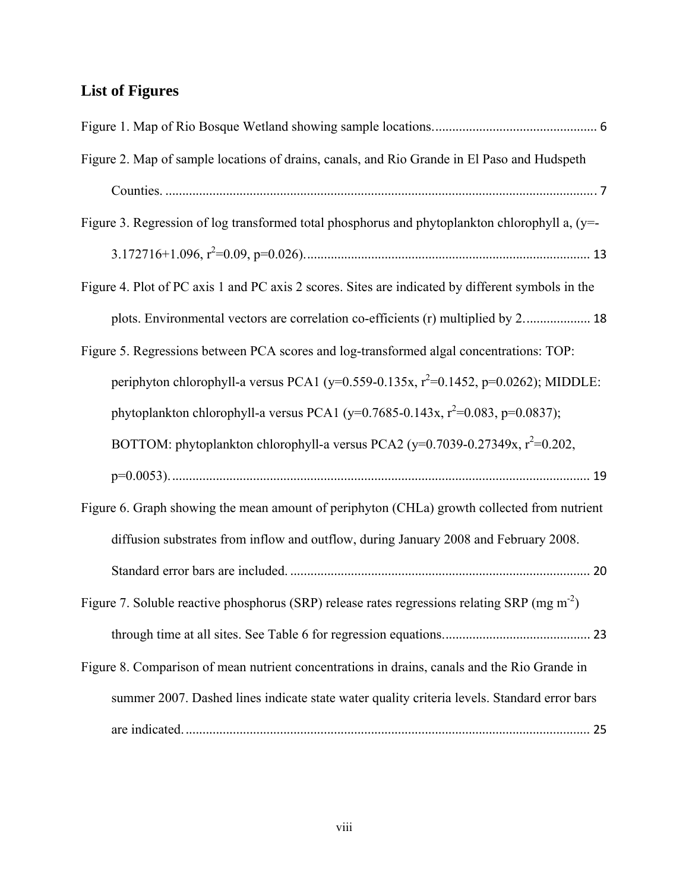## List of Figures

Figure 1. Map of Rio Bosque Wetland showing sample locations. ................................................ 6

Figure 2. Map of sample locations of drains, canals, and Rio Grande in El Paso and Hudspeth Counties. ................................................................................................................ 7

Figure 3. Regression of log transformed total phosphorus and phytoplankton chlorophyll a, (y=-3.172716+1.096, $r^2$=0.09, p=0.026). ................................................................................... 13

Figure 4. Plot of PC axis 1 and PC axis 2 scores. Sites are indicated by different symbols in the plots. Environmental vectors are correlation co-efficients (r) multiplied by 2. ................... 18

Figure 5. Regressions between PCA scores and log-transformed algal concentrations: TOP: periphyton chlorophyll-a versus PCA1 (y=0.559-0.135x, $r^2$=0.1452, p=0.0262); MIDDLE: phytoplankton chlorophyll-a versus PCA1 (y=0.7685-0.143x, $r^2$=0.083, p=0.0837); BOTTOM: phytoplankton chlorophyll-a versus PCA2 (y=0.7039-0.27349x, $r^2$=0.202, p=0.0053). ........................................................................................................................... 19

Figure 6. Graph showing the mean amount of periphyton (CHLa) growth collected from nutrient diffusion substrates from inflow and outflow, during January 2008 and February 2008. Standard error bars are included. ......................................................................................... 20

Figure 7. Soluble reactive phosphorus (SRP) release rates regressions relating SRP (mg $m^{-2}$) through time at all sites. See Table 6 for regression equations. ........................................... 23

Figure 8. Comparison of mean nutrient concentrations in drains, canals and the Rio Grande in summer 2007. Dashed lines indicate state water quality criteria levels. Standard error bars are indicated. ......................................................................................................................... 25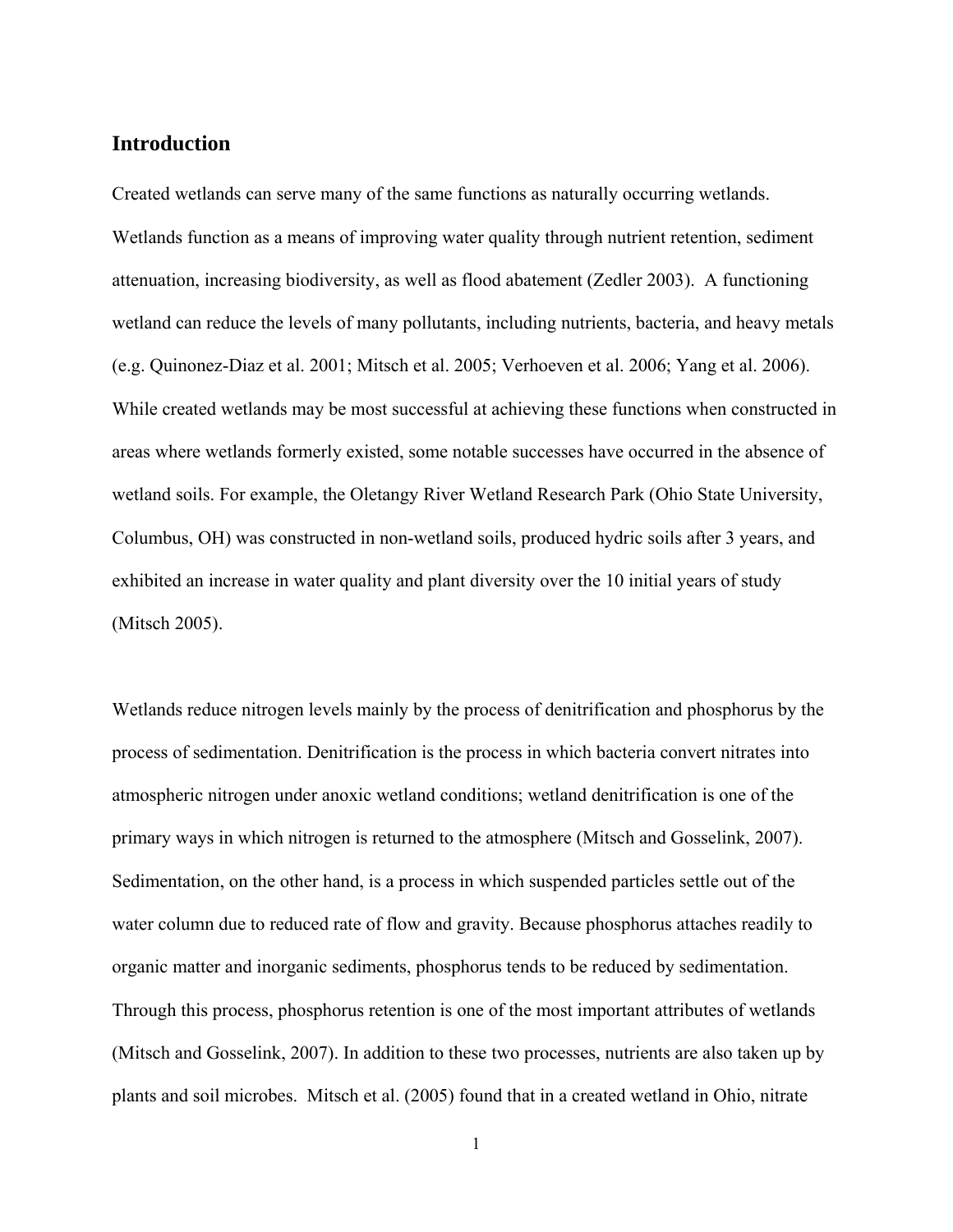## Introduction

Created wetlands can serve many of the same functions as naturally occurring wetlands. Wetlands function as a means of improving water quality through nutrient retention, sediment attenuation, increasing biodiversity, as well as flood abatement (Zedler 2003). A functioning wetland can reduce the levels of many pollutants, including nutrients, bacteria, and heavy metals (e.g. Quinonez-Diaz et al. 2001; Mitsch et al. 2005; Verhoeven et al. 2006; Yang et al. 2006). While created wetlands may be most successful at achieving these functions when constructed in areas where wetlands formerly existed, some notable successes have occurred in the absence of wetland soils. For example, the Oletangy River Wetland Research Park (Ohio State University, Columbus, OH) was constructed in non-wetland soils, produced hydric soils after 3 years, and exhibited an increase in water quality and plant diversity over the 10 initial years of study (Mitsch 2005).

Wetlands reduce nitrogen levels mainly by the process of denitrification and phosphorus by the process of sedimentation. Denitrification is the process in which bacteria convert nitrates into atmospheric nitrogen under anoxic wetland conditions; wetland denitrification is one of the primary ways in which nitrogen is returned to the atmosphere (Mitsch and Gosselink, 2007). Sedimentation, on the other hand, is a process in which suspended particles settle out of the water column due to reduced rate of flow and gravity. Because phosphorus attaches readily to organic matter and inorganic sediments, phosphorus tends to be reduced by sedimentation. Through this process, phosphorus retention is one of the most important attributes of wetlands (Mitsch and Gosselink, 2007). In addition to these two processes, nutrients are also taken up by plants and soil microbes. Mitsch et al. (2005) found that in a created wetland in Ohio, nitrate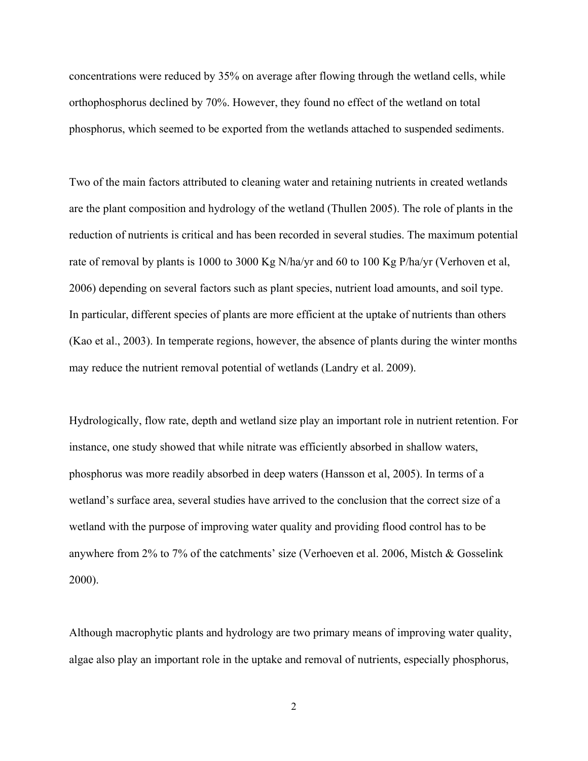concentrations were reduced by 35% on average after flowing through the wetland cells, while orthophosphorus declined by 70%. However, they found no effect of the wetland on total phosphorus, which seemed to be exported from the wetlands attached to suspended sediments.

Two of the main factors attributed to cleaning water and retaining nutrients in created wetlands are the plant composition and hydrology of the wetland (Thullen 2005). The role of plants in the reduction of nutrients is critical and has been recorded in several studies. The maximum potential rate of removal by plants is 1000 to 3000 Kg N/ha/yr and 60 to 100 Kg P/ha/yr (Verhoven et al, 2006) depending on several factors such as plant species, nutrient load amounts, and soil type. In particular, different species of plants are more efficient at the uptake of nutrients than others (Kao et al., 2003). In temperate regions, however, the absence of plants during the winter months may reduce the nutrient removal potential of wetlands (Landry et al. 2009).

Hydrologically, flow rate, depth and wetland size play an important role in nutrient retention. For instance, one study showed that while nitrate was efficiently absorbed in shallow waters, phosphorus was more readily absorbed in deep waters (Hansson et al, 2005). In terms of a wetland's surface area, several studies have arrived to the conclusion that the correct size of a wetland with the purpose of improving water quality and providing flood control has to be anywhere from 2% to 7% of the catchments' size (Verhoeven et al. 2006, Mistch & Gosselink 2000).

Although macrophytic plants and hydrology are two primary means of improving water quality, algae also play an important role in the uptake and removal of nutrients, especially phosphorus,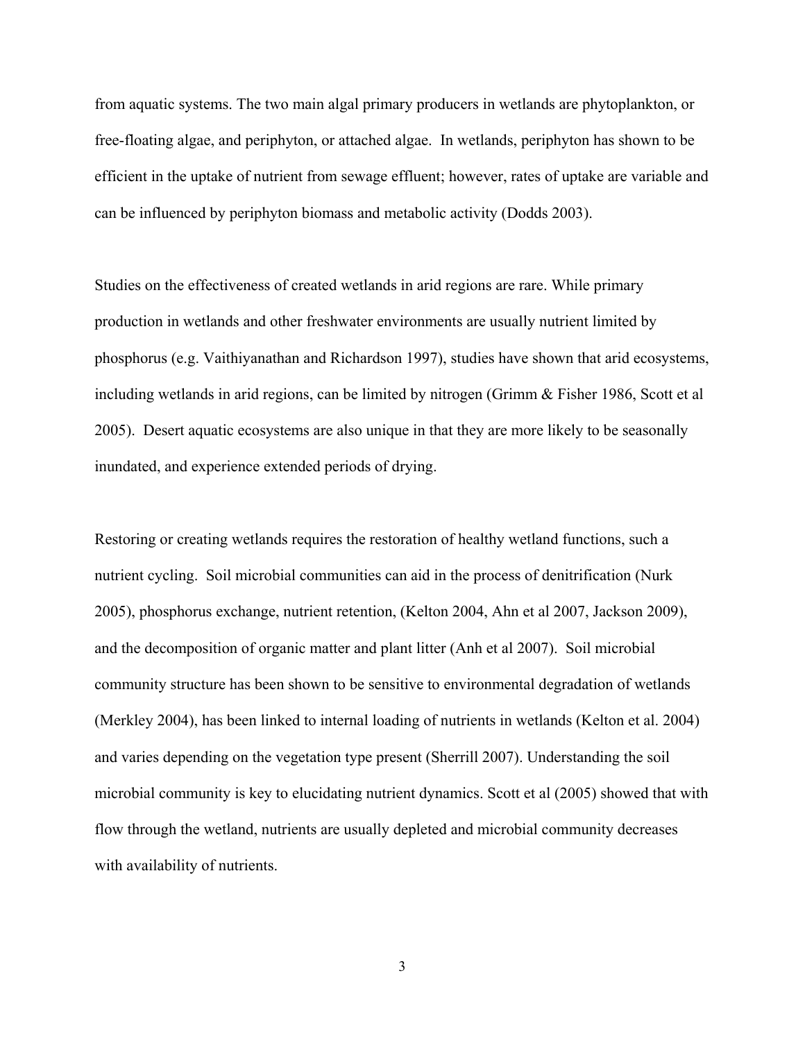from aquatic systems. The two main algal primary producers in wetlands are phytoplankton, or free-floating algae, and periphyton, or attached algae. In wetlands, periphyton has shown to be efficient in the uptake of nutrient from sewage effluent; however, rates of uptake are variable and can be influenced by periphyton biomass and metabolic activity (Dodds 2003).

Studies on the effectiveness of created wetlands in arid regions are rare. While primary production in wetlands and other freshwater environments are usually nutrient limited by phosphorus (e.g. Vaithiyanathan and Richardson 1997), studies have shown that arid ecosystems, including wetlands in arid regions, can be limited by nitrogen (Grimm & Fisher 1986, Scott et al 2005). Desert aquatic ecosystems are also unique in that they are more likely to be seasonally inundated, and experience extended periods of drying.

Restoring or creating wetlands requires the restoration of healthy wetland functions, such a nutrient cycling. Soil microbial communities can aid in the process of denitrification (Nurk 2005), phosphorus exchange, nutrient retention, (Kelton 2004, Ahn et al 2007, Jackson 2009), and the decomposition of organic matter and plant litter (Anh et al 2007). Soil microbial community structure has been shown to be sensitive to environmental degradation of wetlands (Merkley 2004), has been linked to internal loading of nutrients in wetlands (Kelton et al. 2004) and varies depending on the vegetation type present (Sherrill 2007). Understanding the soil microbial community is key to elucidating nutrient dynamics. Scott et al (2005) showed that with flow through the wetland, nutrients are usually depleted and microbial community decreases with availability of nutrients.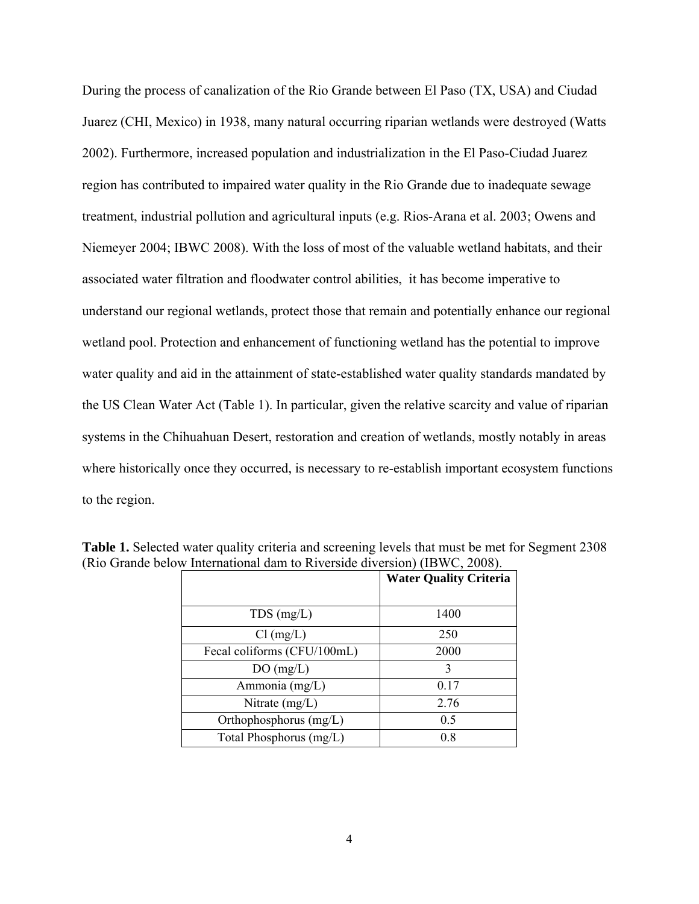During the process of canalization of the Rio Grande between El Paso (TX, USA) and Ciudad Juarez (CHI, Mexico) in 1938, many natural occurring riparian wetlands were destroyed (Watts 2002). Furthermore, increased population and industrialization in the El Paso-Ciudad Juarez region has contributed to impaired water quality in the Rio Grande due to inadequate sewage treatment, industrial pollution and agricultural inputs (e.g. Rios-Arana et al. 2003; Owens and Niemeyer 2004; IBWC 2008). With the loss of most of the valuable wetland habitats, and their associated water filtration and floodwater control abilities, it has become imperative to understand our regional wetlands, protect those that remain and potentially enhance our regional wetland pool. Protection and enhancement of functioning wetland has the potential to improve water quality and aid in the attainment of state-established water quality standards mandated by the US Clean Water Act (Table 1). In particular, given the relative scarcity and value of riparian systems in the Chihuahuan Desert, restoration and creation of wetlands, mostly notably in areas where historically once they occurred, is necessary to re-establish important ecosystem functions to the region.

**Table 1.** Selected water quality criteria and screening levels that must be met for Segment 2308 (Rio Grande below International dam to Riverside diversion) (IBWC, 2008).

| | Water Quality Criteria |
|---|---|
| TDS (mg/L) | 1400 |
| Cl (mg/L) | 250 |
| Fecal coliforms (CFU/100mL) | 2000 |
| DO (mg/L) | 3 |
| Ammonia (mg/L) | 0.17 |
| Nitrate (mg/L) | 2.76 |
| Orthophosphorus (mg/L) | 0.5 |
| Total Phosphorus (mg/L) | 0.8 |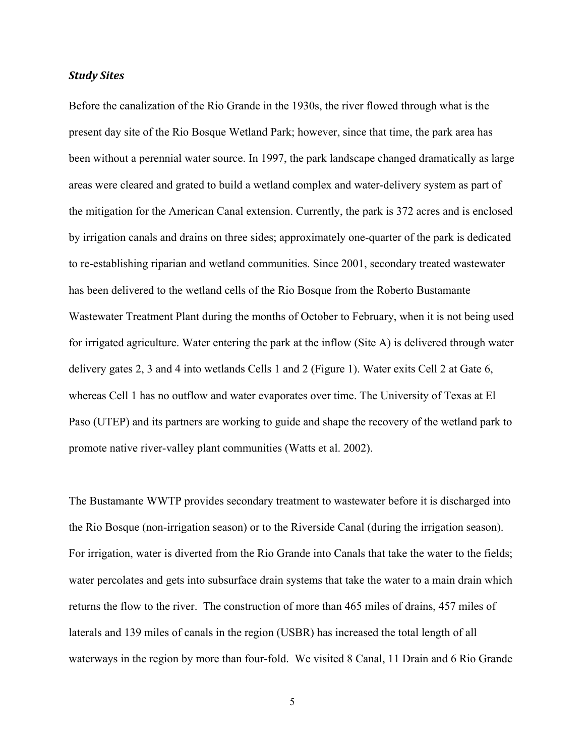***Study Sites***

Before the canalization of the Rio Grande in the 1930s, the river flowed through what is the present day site of the Rio Bosque Wetland Park; however, since that time, the park area has been without a perennial water source. In 1997, the park landscape changed dramatically as large areas were cleared and grated to build a wetland complex and water-delivery system as part of the mitigation for the American Canal extension. Currently, the park is 372 acres and is enclosed by irrigation canals and drains on three sides; approximately one-quarter of the park is dedicated to re-establishing riparian and wetland communities. Since 2001, secondary treated wastewater has been delivered to the wetland cells of the Rio Bosque from the Roberto Bustamante Wastewater Treatment Plant during the months of October to February, when it is not being used for irrigated agriculture. Water entering the park at the inflow (Site A) is delivered through water delivery gates 2, 3 and 4 into wetlands Cells 1 and 2 (Figure 1). Water exits Cell 2 at Gate 6, whereas Cell 1 has no outflow and water evaporates over time. The University of Texas at El Paso (UTEP) and its partners are working to guide and shape the recovery of the wetland park to promote native river-valley plant communities (Watts et al. 2002).

The Bustamante WWTP provides secondary treatment to wastewater before it is discharged into the Rio Bosque (non-irrigation season) or to the Riverside Canal (during the irrigation season). For irrigation, water is diverted from the Rio Grande into Canals that take the water to the fields; water percolates and gets into subsurface drain systems that take the water to a main drain which returns the flow to the river. The construction of more than 465 miles of drains, 457 miles of laterals and 139 miles of canals in the region (USBR) has increased the total length of all waterways in the region by more than four-fold. We visited 8 Canal, 11 Drain and 6 Rio Grande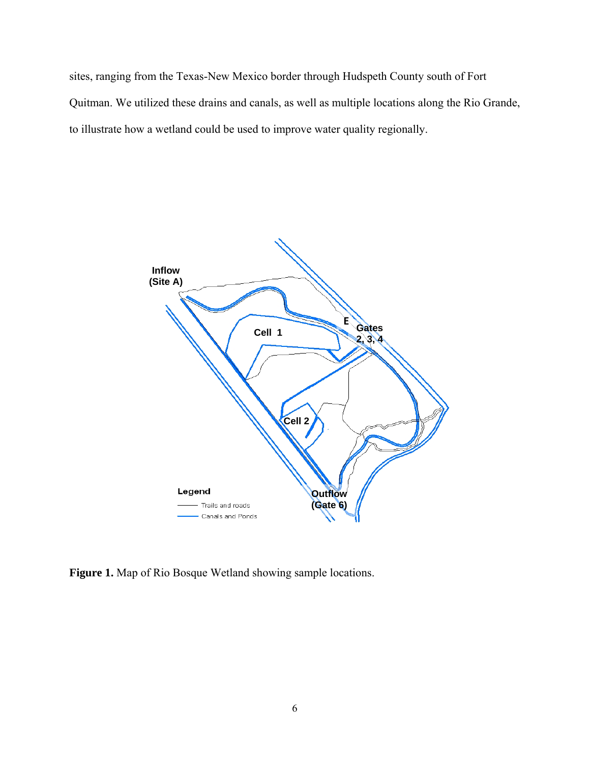sites, ranging from the Texas-New Mexico border through Hudspeth County south of Fort Quitman. We utilized these drains and canals, as well as multiple locations along the Rio Grande, to illustrate how a wetland could be used to improve water quality regionally.

**Figure 1.** Map of Rio Bosque Wetland showing sample locations.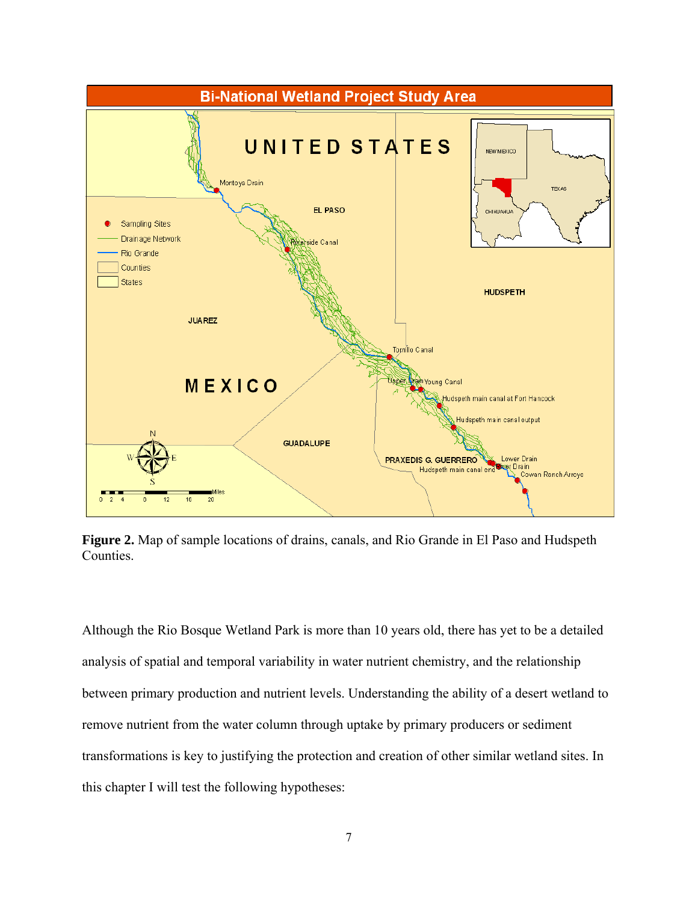**Figure 2.** Map of sample locations of drains, canals, and Rio Grande in El Paso and Hudspeth Counties.

Although the Rio Bosque Wetland Park is more than 10 years old, there has yet to be a detailed analysis of spatial and temporal variability in water nutrient chemistry, and the relationship between primary production and nutrient levels. Understanding the ability of a desert wetland to remove nutrient from the water column through uptake by primary producers or sediment transformations is key to justifying the protection and creation of other similar wetland sites. In this chapter I will test the following hypotheses: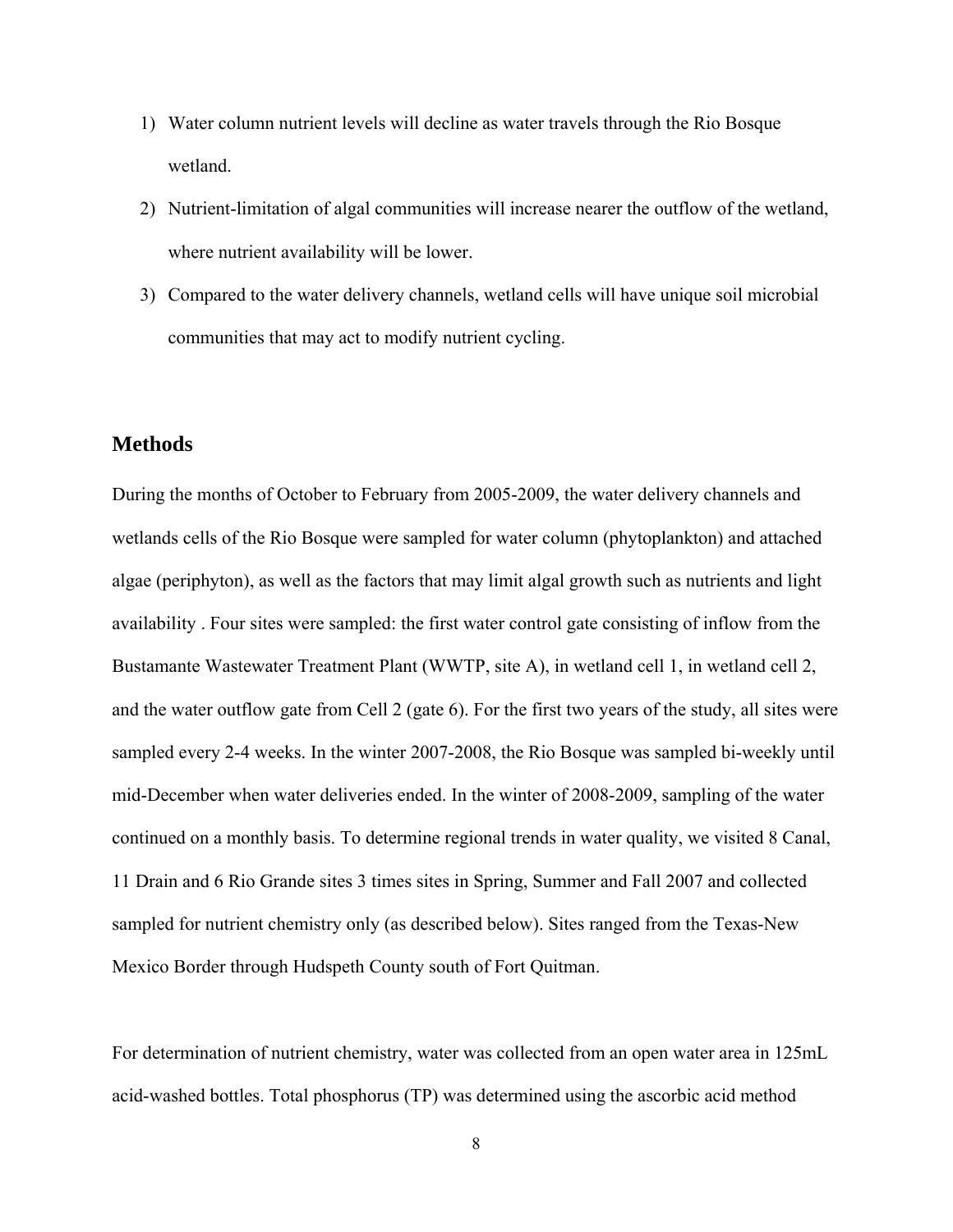1) Water column nutrient levels will decline as water travels through the Rio Bosque wetland.
2) Nutrient-limitation of algal communities will increase nearer the outflow of the wetland, where nutrient availability will be lower.
3) Compared to the water delivery channels, wetland cells will have unique soil microbial communities that may act to modify nutrient cycling.

## Methods

During the months of October to February from 2005-2009, the water delivery channels and wetlands cells of the Rio Bosque were sampled for water column (phytoplankton) and attached algae (periphyton), as well as the factors that may limit algal growth such as nutrients and light availability . Four sites were sampled: the first water control gate consisting of inflow from the Bustamante Wastewater Treatment Plant (WWTP, site A), in wetland cell 1, in wetland cell 2, and the water outflow gate from Cell 2 (gate 6). For the first two years of the study, all sites were sampled every 2-4 weeks. In the winter 2007-2008, the Rio Bosque was sampled bi-weekly until mid-December when water deliveries ended. In the winter of 2008-2009, sampling of the water continued on a monthly basis. To determine regional trends in water quality, we visited 8 Canal, 11 Drain and 6 Rio Grande sites 3 times sites in Spring, Summer and Fall 2007 and collected sampled for nutrient chemistry only (as described below). Sites ranged from the Texas-New Mexico Border through Hudspeth County south of Fort Quitman.

For determination of nutrient chemistry, water was collected from an open water area in 125mL acid-washed bottles. Total phosphorus (TP) was determined using the ascorbic acid method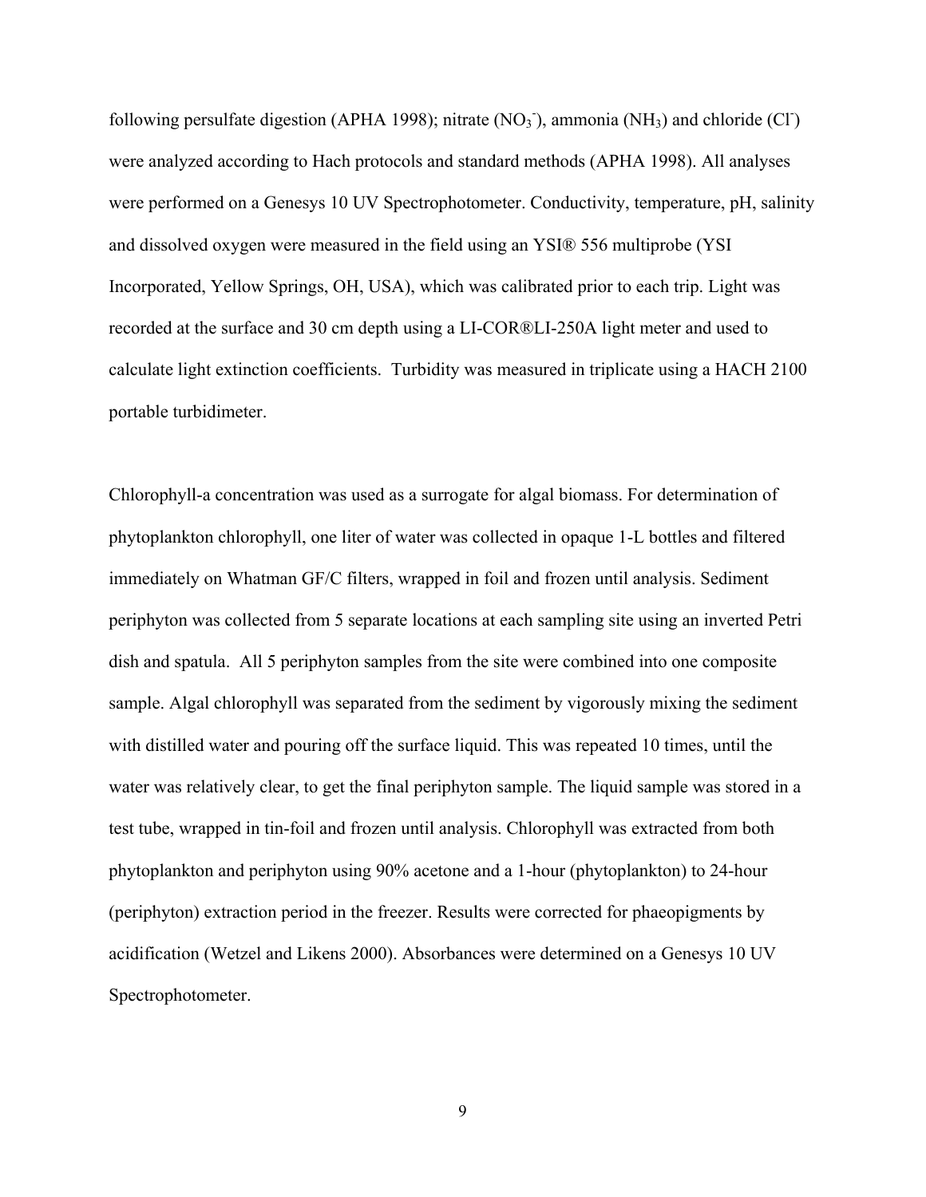following persulfate digestion (APHA 1998); nitrate ($NO_3^-$), ammonia ($NH_3$) and chloride ($Cl^-$) were analyzed according to Hach protocols and standard methods (APHA 1998). All analyses were performed on a Genesys 10 UV Spectrophotometer. Conductivity, temperature, pH, salinity and dissolved oxygen were measured in the field using an YSI® 556 multiprobe (YSI Incorporated, Yellow Springs, OH, USA), which was calibrated prior to each trip. Light was recorded at the surface and 30 cm depth using a LI-COR®LI-250A light meter and used to calculate light extinction coefficients. Turbidity was measured in triplicate using a HACH 2100 portable turbidimeter.

Chlorophyll-a concentration was used as a surrogate for algal biomass. For determination of phytoplankton chlorophyll, one liter of water was collected in opaque 1-L bottles and filtered immediately on Whatman GF/C filters, wrapped in foil and frozen until analysis. Sediment periphyton was collected from 5 separate locations at each sampling site using an inverted Petri dish and spatula. All 5 periphyton samples from the site were combined into one composite sample. Algal chlorophyll was separated from the sediment by vigorously mixing the sediment with distilled water and pouring off the surface liquid. This was repeated 10 times, until the water was relatively clear, to get the final periphyton sample. The liquid sample was stored in a test tube, wrapped in tin-foil and frozen until analysis. Chlorophyll was extracted from both phytoplankton and periphyton using 90% acetone and a 1-hour (phytoplankton) to 24-hour (periphyton) extraction period in the freezer. Results were corrected for phaeopigments by acidification (Wetzel and Likens 2000). Absorbances were determined on a Genesys 10 UV Spectrophotometer.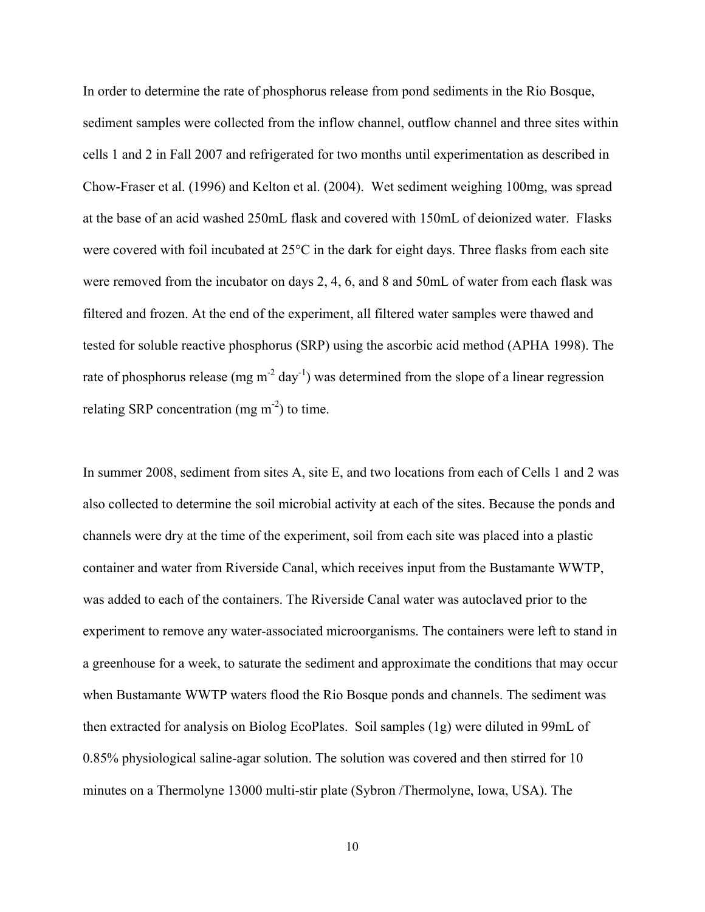In order to determine the rate of phosphorus release from pond sediments in the Rio Bosque, sediment samples were collected from the inflow channel, outflow channel and three sites within cells 1 and 2 in Fall 2007 and refrigerated for two months until experimentation as described in Chow-Fraser et al. (1996) and Kelton et al. (2004). Wet sediment weighing 100mg, was spread at the base of an acid washed 250mL flask and covered with 150mL of deionized water. Flasks were covered with foil incubated at 25°C in the dark for eight days. Three flasks from each site were removed from the incubator on days 2, 4, 6, and 8 and 50mL of water from each flask was filtered and frozen. At the end of the experiment, all filtered water samples were thawed and tested for soluble reactive phosphorus (SRP) using the ascorbic acid method (APHA 1998). The rate of phosphorus release (mg $m^{-2}$ $day^{-1}$) was determined from the slope of a linear regression relating SRP concentration (mg $m^{-2}$) to time.

In summer 2008, sediment from sites A, site E, and two locations from each of Cells 1 and 2 was also collected to determine the soil microbial activity at each of the sites. Because the ponds and channels were dry at the time of the experiment, soil from each site was placed into a plastic container and water from Riverside Canal, which receives input from the Bustamante WWTP, was added to each of the containers. The Riverside Canal water was autoclaved prior to the experiment to remove any water-associated microorganisms. The containers were left to stand in a greenhouse for a week, to saturate the sediment and approximate the conditions that may occur when Bustamante WWTP waters flood the Rio Bosque ponds and channels. The sediment was then extracted for analysis on Biolog EcoPlates. Soil samples (1g) were diluted in 99mL of 0.85% physiological saline-agar solution. The solution was covered and then stirred for 10 minutes on a Thermolyne 13000 multi-stir plate (Sybron /Thermolyne, Iowa, USA). The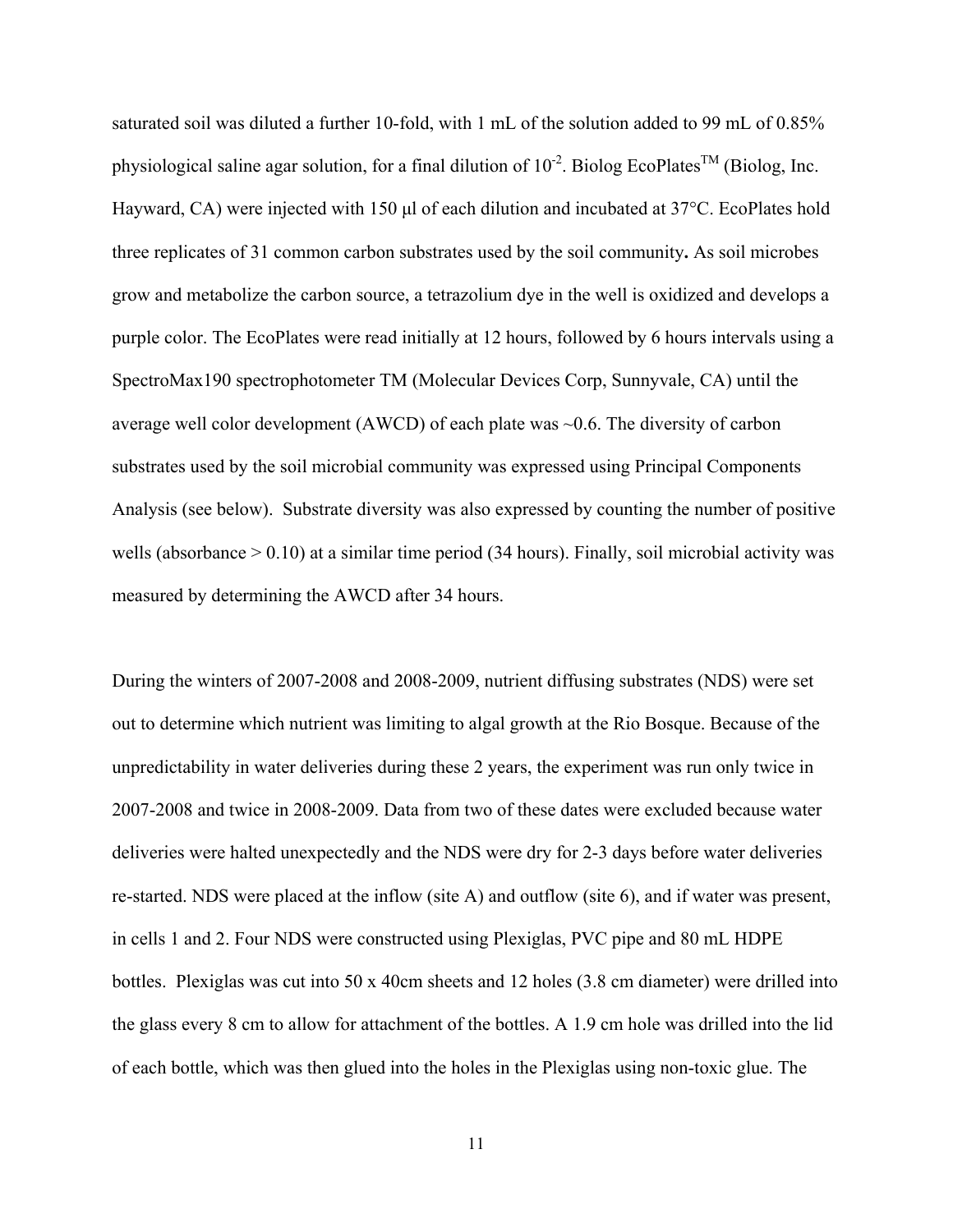saturated soil was diluted a further 10-fold, with 1 mL of the solution added to 99 mL of 0.85% physiological saline agar solution, for a final dilution of $10^{-2}$. Biolog EcoPlates™ (Biolog, Inc. Hayward, CA) were injected with 150 μl of each dilution and incubated at 37°C. EcoPlates hold three replicates of 31 common carbon substrates used by the soil community**.** As soil microbes grow and metabolize the carbon source, a tetrazolium dye in the well is oxidized and develops a purple color. The EcoPlates were read initially at 12 hours, followed by 6 hours intervals using a SpectroMax190 spectrophotometer TM (Molecular Devices Corp, Sunnyvale, CA) until the average well color development (AWCD) of each plate was ~0.6. The diversity of carbon substrates used by the soil microbial community was expressed using Principal Components Analysis (see below). Substrate diversity was also expressed by counting the number of positive wells (absorbance > 0.10) at a similar time period (34 hours). Finally, soil microbial activity was measured by determining the AWCD after 34 hours.

During the winters of 2007-2008 and 2008-2009, nutrient diffusing substrates (NDS) were set out to determine which nutrient was limiting to algal growth at the Rio Bosque. Because of the unpredictability in water deliveries during these 2 years, the experiment was run only twice in 2007-2008 and twice in 2008-2009. Data from two of these dates were excluded because water deliveries were halted unexpectedly and the NDS were dry for 2-3 days before water deliveries re-started. NDS were placed at the inflow (site A) and outflow (site 6), and if water was present, in cells 1 and 2. Four NDS were constructed using Plexiglas, PVC pipe and 80 mL HDPE bottles. Plexiglas was cut into 50 x 40cm sheets and 12 holes (3.8 cm diameter) were drilled into the glass every 8 cm to allow for attachment of the bottles. A 1.9 cm hole was drilled into the lid of each bottle, which was then glued into the holes in the Plexiglas using non-toxic glue. The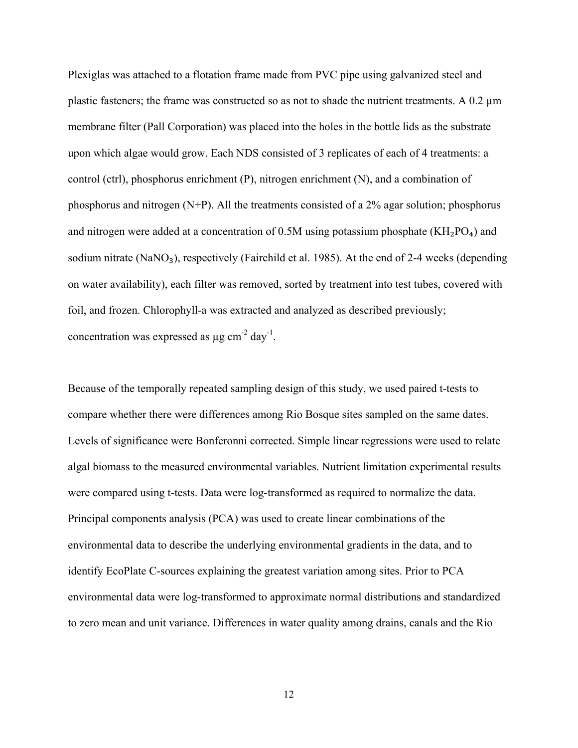Plexiglas was attached to a flotation frame made from PVC pipe using galvanized steel and plastic fasteners; the frame was constructed so as not to shade the nutrient treatments. A 0.2 µm membrane filter (Pall Corporation) was placed into the holes in the bottle lids as the substrate upon which algae would grow. Each NDS consisted of 3 replicates of each of 4 treatments: a control (ctrl), phosphorus enrichment (P), nitrogen enrichment (N), and a combination of phosphorus and nitrogen (N+P). All the treatments consisted of a 2% agar solution; phosphorus and nitrogen were added at a concentration of 0.5M using potassium phosphate ($KH_2PO_4$) and sodium nitrate ($NaNO_3$), respectively (Fairchild et al. 1985). At the end of 2-4 weeks (depending on water availability), each filter was removed, sorted by treatment into test tubes, covered with foil, and frozen. Chlorophyll-a was extracted and analyzed as described previously; concentration was expressed as µg $cm^{-2}$ $day^{-1}$.

Because of the temporally repeated sampling design of this study, we used paired t-tests to compare whether there were differences among Rio Bosque sites sampled on the same dates. Levels of significance were Bonferonni corrected. Simple linear regressions were used to relate algal biomass to the measured environmental variables. Nutrient limitation experimental results were compared using t-tests. Data were log-transformed as required to normalize the data. Principal components analysis (PCA) was used to create linear combinations of the environmental data to describe the underlying environmental gradients in the data, and to identify EcoPlate C-sources explaining the greatest variation among sites. Prior to PCA environmental data were log-transformed to approximate normal distributions and standardized to zero mean and unit variance. Differences in water quality among drains, canals and the Rio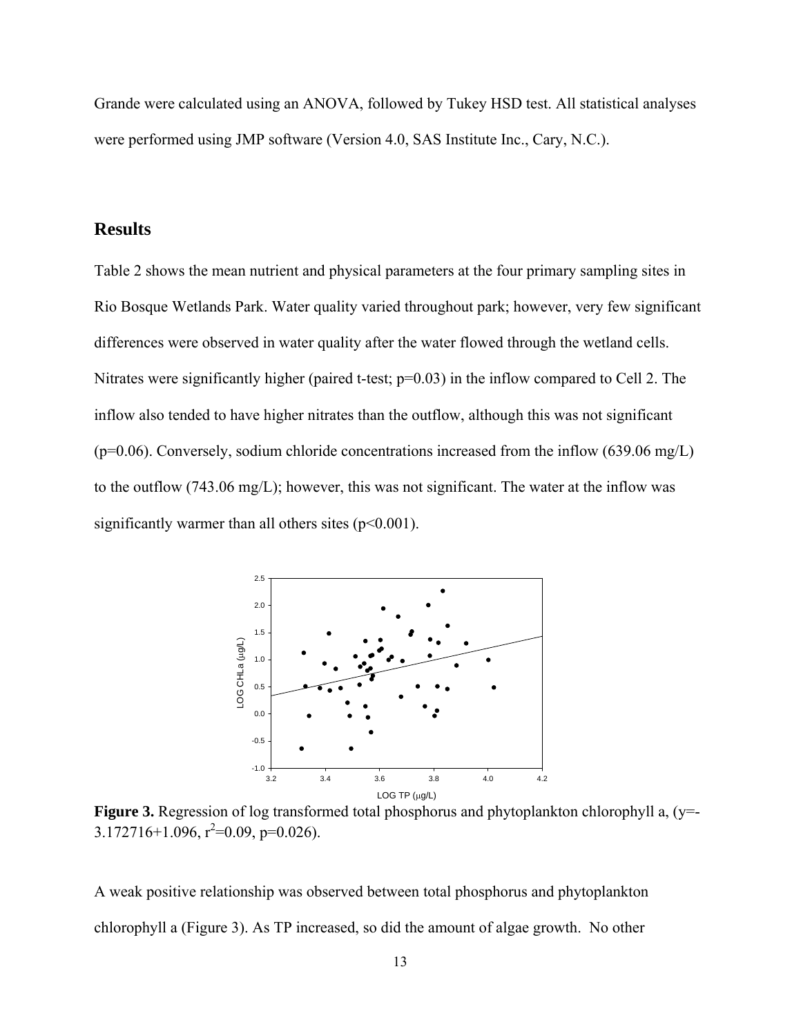Grande were calculated using an ANOVA, followed by Tukey HSD test. All statistical analyses were performed using JMP software (Version 4.0, SAS Institute Inc., Cary, N.C.).

## Results

Table 2 shows the mean nutrient and physical parameters at the four primary sampling sites in Rio Bosque Wetlands Park. Water quality varied throughout park; however, very few significant differences were observed in water quality after the water flowed through the wetland cells. Nitrates were significantly higher (paired t-test; $p=0.03$) in the inflow compared to Cell 2. The inflow also tended to have higher nitrates than the outflow, although this was not significant ($p=0.06$). Conversely, sodium chloride concentrations increased from the inflow (639.06 mg/L) to the outflow (743.06 mg/L); however, this was not significant. The water at the inflow was significantly warmer than all others sites ($p<0.001$).

**Figure 3.** Regression of log transformed total phosphorus and phytoplankton chlorophyll a, ($y=-3.172716+1.096$, $r^2=0.09$, $p=0.026$).

A weak positive relationship was observed between total phosphorus and phytoplankton chlorophyll a (Figure 3). As TP increased, so did the amount of algae growth. No other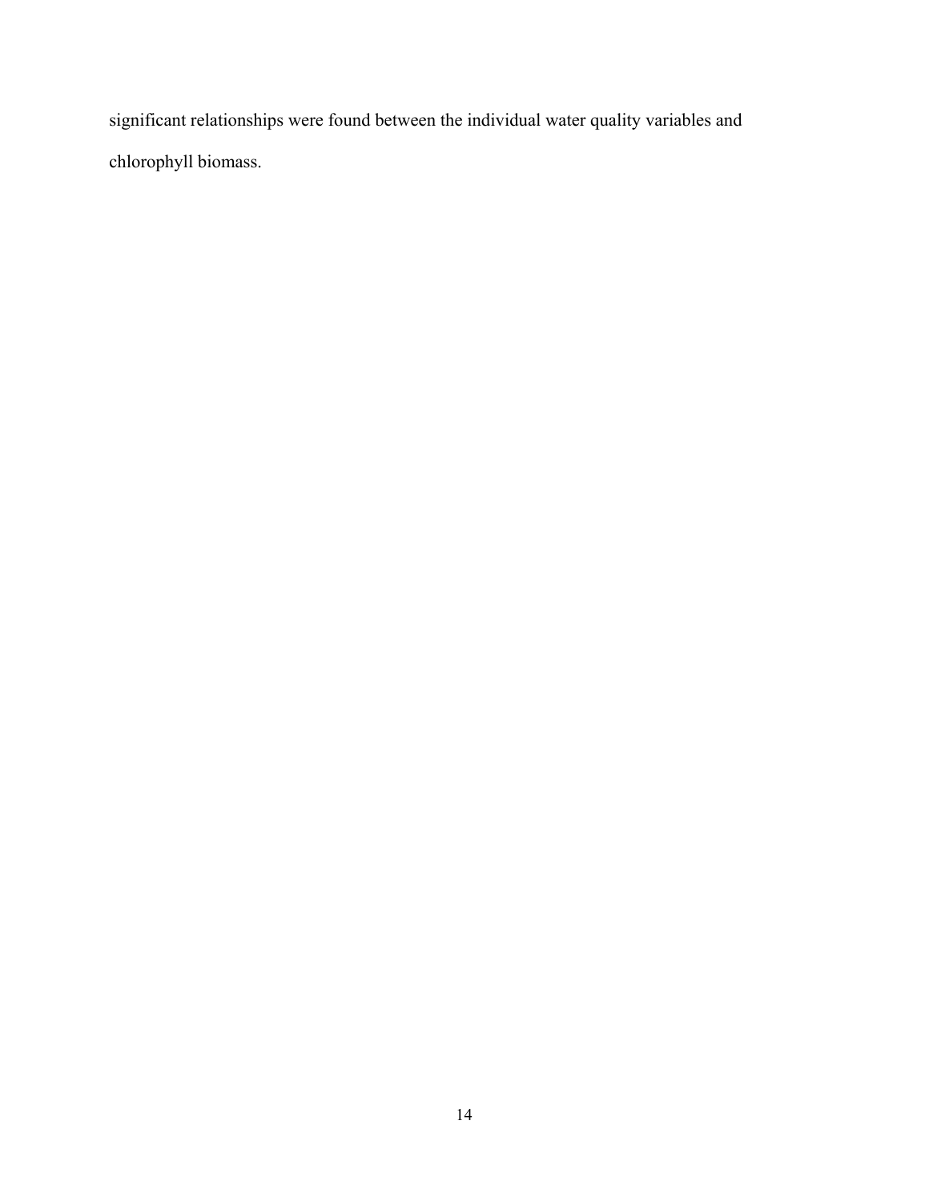significant relationships were found between the individual water quality variables and chlorophyll biomass.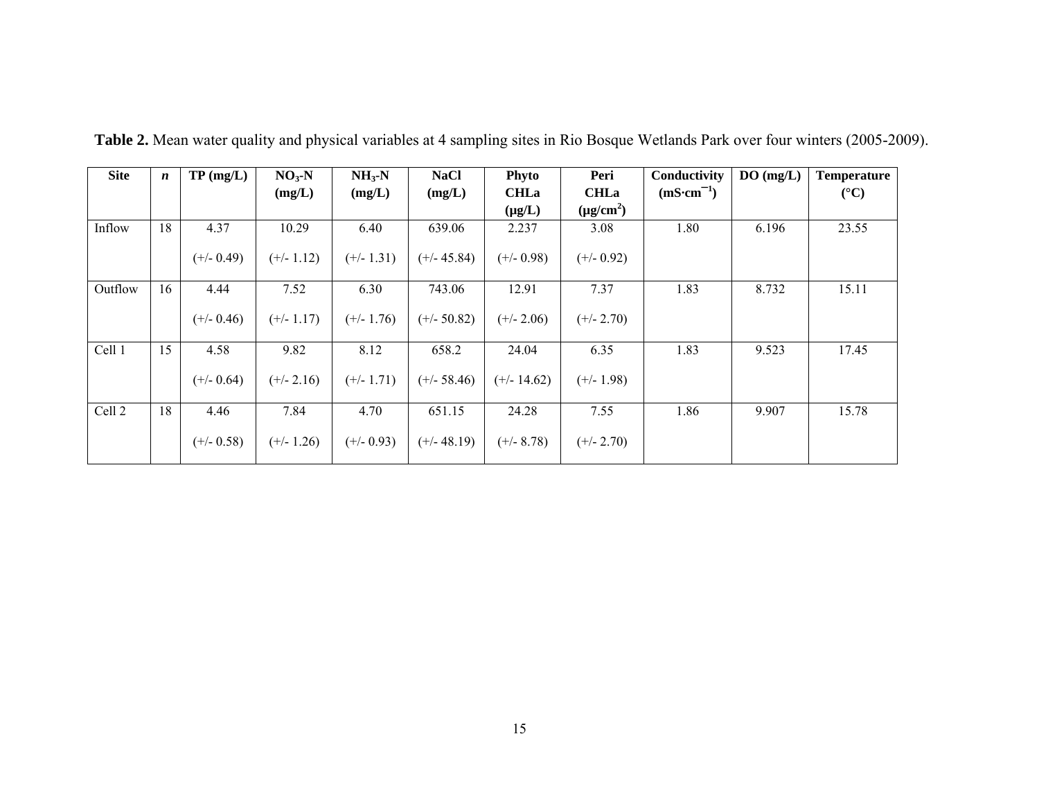**Table 2.** Mean water quality and physical variables at 4 sampling sites in Rio Bosque Wetlands Park over four winters (2005-2009).

| Site | *n* | TP (mg/L) | $NO_3$-N (mg/L) | $NH_3$-N (mg/L) | NaCl (mg/L) | Phyto CHLa (μg/L) | Peri CHLa (μg/cm$^2$) | Conductivity (mS·cm$^{-1}$) | DO (mg/L) | Temperature (°C) |
|---|---|---|---|---|---|---|---|---|---|---|
| Inflow | 18 | 4.37 (+/- 0.49) | 10.29 (+/- 1.12) | 6.40 (+/- 1.31) | 639.06 (+/- 45.84) | 2.237 (+/- 0.98) | 3.08 (+/- 0.92) | 1.80 | 6.196 | 23.55 |
| Outflow | 16 | 4.44 (+/- 0.46) | 7.52 (+/- 1.17) | 6.30 (+/- 1.76) | 743.06 (+/- 50.82) | 12.91 (+/- 2.06) | 7.37 (+/- 2.70) | 1.83 | 8.732 | 15.11 |
| Cell 1 | 15 | 4.58 (+/- 0.64) | 9.82 (+/- 2.16) | 8.12 (+/- 1.71) | 658.2 (+/- 58.46) | 24.04 (+/- 14.62) | 6.35 (+/- 1.98) | 1.83 | 9.523 | 17.45 |
| Cell 2 | 18 | 4.46 (+/- 0.58) | 7.84 (+/- 1.26) | 4.70 (+/- 0.93) | 651.15 (+/- 48.19) | 24.28 (+/- 8.78) | 7.55 (+/- 2.70) | 1.86 | 9.907 | 15.78 |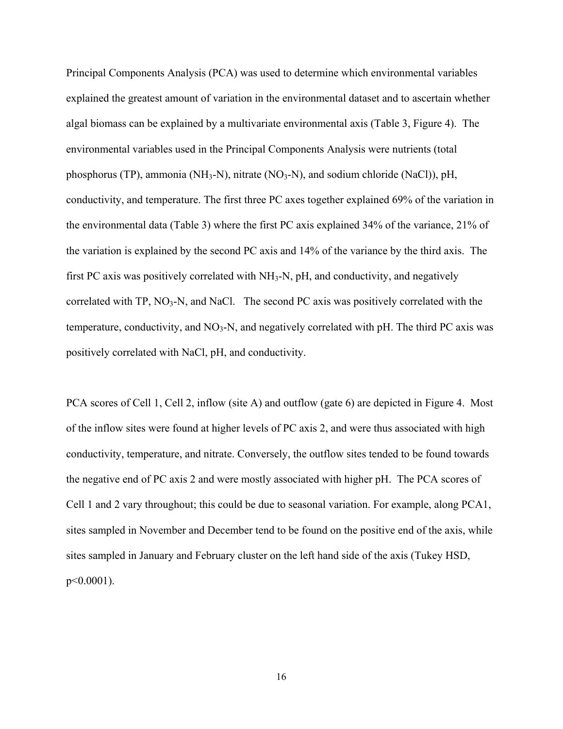Principal Components Analysis (PCA) was used to determine which environmental variables explained the greatest amount of variation in the environmental dataset and to ascertain whether algal biomass can be explained by a multivariate environmental axis (Table 3, Figure 4). The environmental variables used in the Principal Components Analysis were nutrients (total phosphorus (TP), ammonia ($NH_3$-N), nitrate ($NO_3$-N), and sodium chloride (NaCl)), pH, conductivity, and temperature. The first three PC axes together explained 69% of the variation in the environmental data (Table 3) where the first PC axis explained 34% of the variance, 21% of the variation is explained by the second PC axis and 14% of the variance by the third axis. The first PC axis was positively correlated with $NH_3$-N, pH, and conductivity, and negatively correlated with TP, $NO_3$-N, and NaCl. The second PC axis was positively correlated with the temperature, conductivity, and $NO_3$-N, and negatively correlated with pH. The third PC axis was positively correlated with NaCl, pH, and conductivity.

PCA scores of Cell 1, Cell 2, inflow (site A) and outflow (gate 6) are depicted in Figure 4. Most of the inflow sites were found at higher levels of PC axis 2, and were thus associated with high conductivity, temperature, and nitrate. Conversely, the outflow sites tended to be found towards the negative end of PC axis 2 and were mostly associated with higher pH. The PCA scores of Cell 1 and 2 vary throughout; this could be due to seasonal variation. For example, along PCA1, sites sampled in November and December tend to be found on the positive end of the axis, while sites sampled in January and February cluster on the left hand side of the axis (Tukey HSD, $p<0.0001$).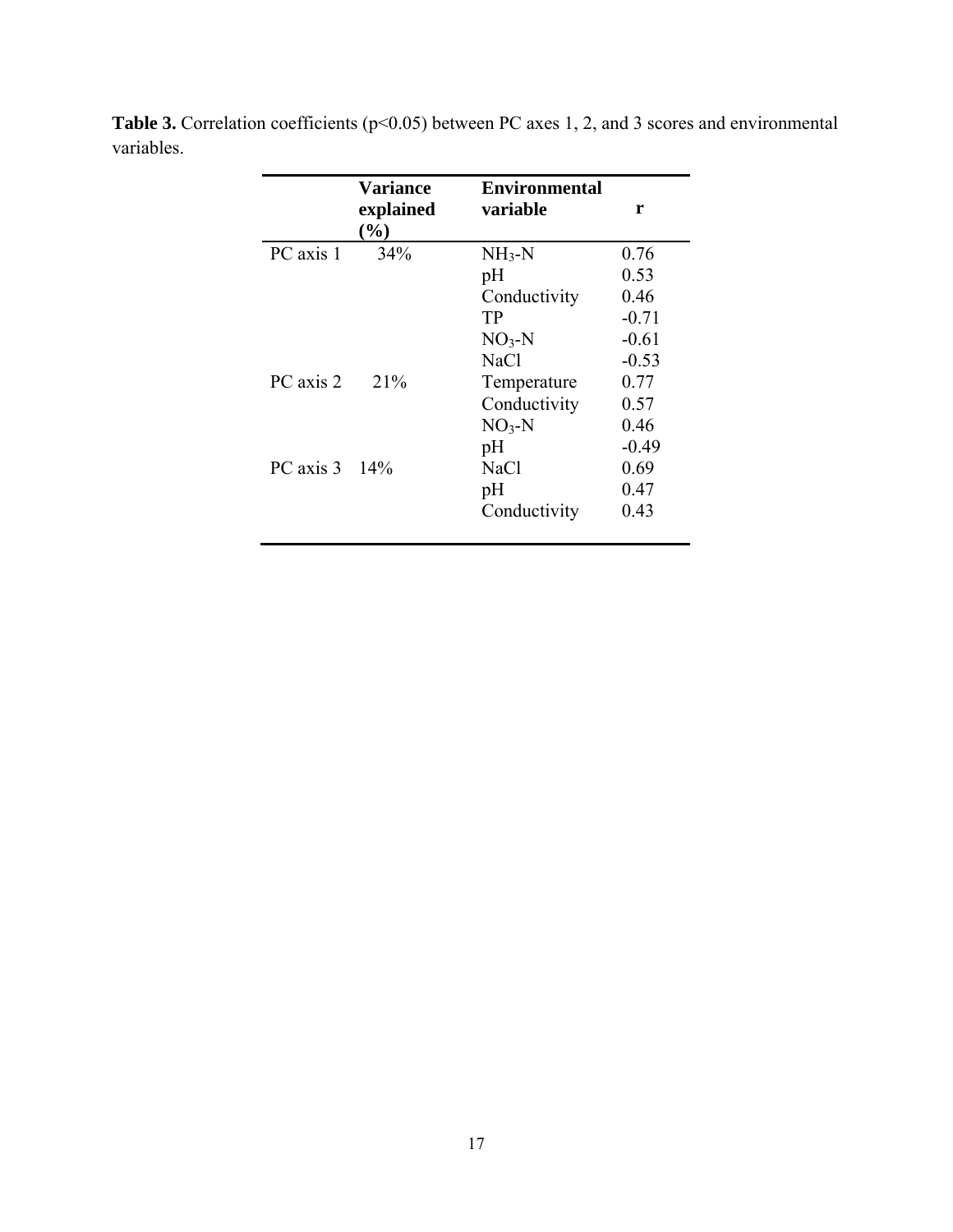**Table 3.** Correlation coefficients ($p<0.05$) between PC axes 1, 2, and 3 scores and environmental variables.

| | Variance explained (%) | Environmental variable | r |
|---|---|---|---|
| PC axis 1 | 34% | $NH_3$-N | 0.76 |
| | | pH | 0.53 |
| | | Conductivity | 0.46 |
| | | TP | -0.71 |
| | | $NO_3$-N | -0.61 |
| | | NaCl | -0.53 |
| PC axis 2 | 21% | Temperature | 0.77 |
| | | Conductivity | 0.57 |
| | | $NO_3$-N | 0.46 |
| | | pH | -0.49 |
| PC axis 3 | 14% | NaCl | 0.69 |
| | | pH | 0.47 |
| | | Conductivity | 0.43 |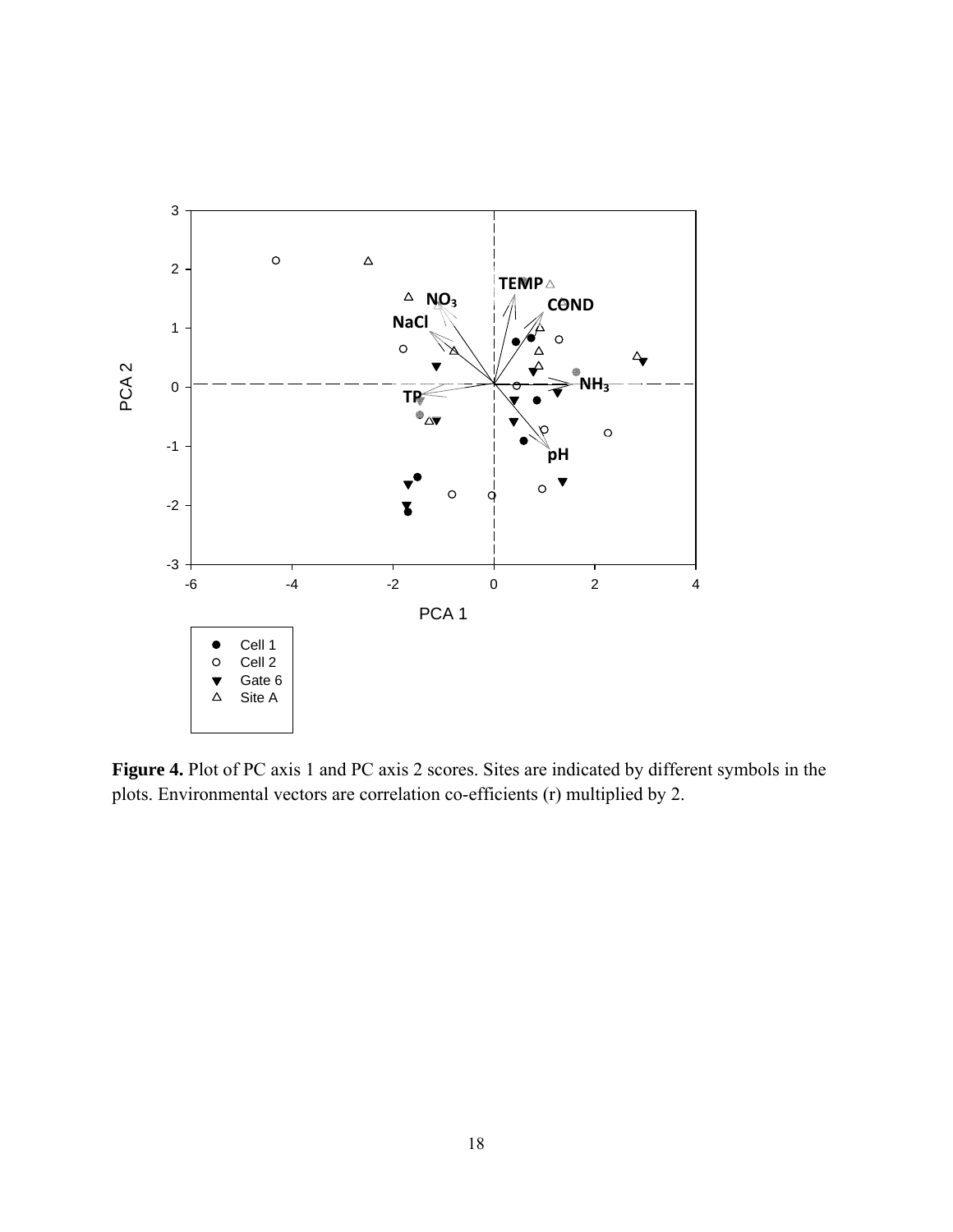**Figure 4.** Plot of PC axis 1 and PC axis 2 scores. Sites are indicated by different symbols in the plots. Environmental vectors are correlation co-efficients (r) multiplied by 2.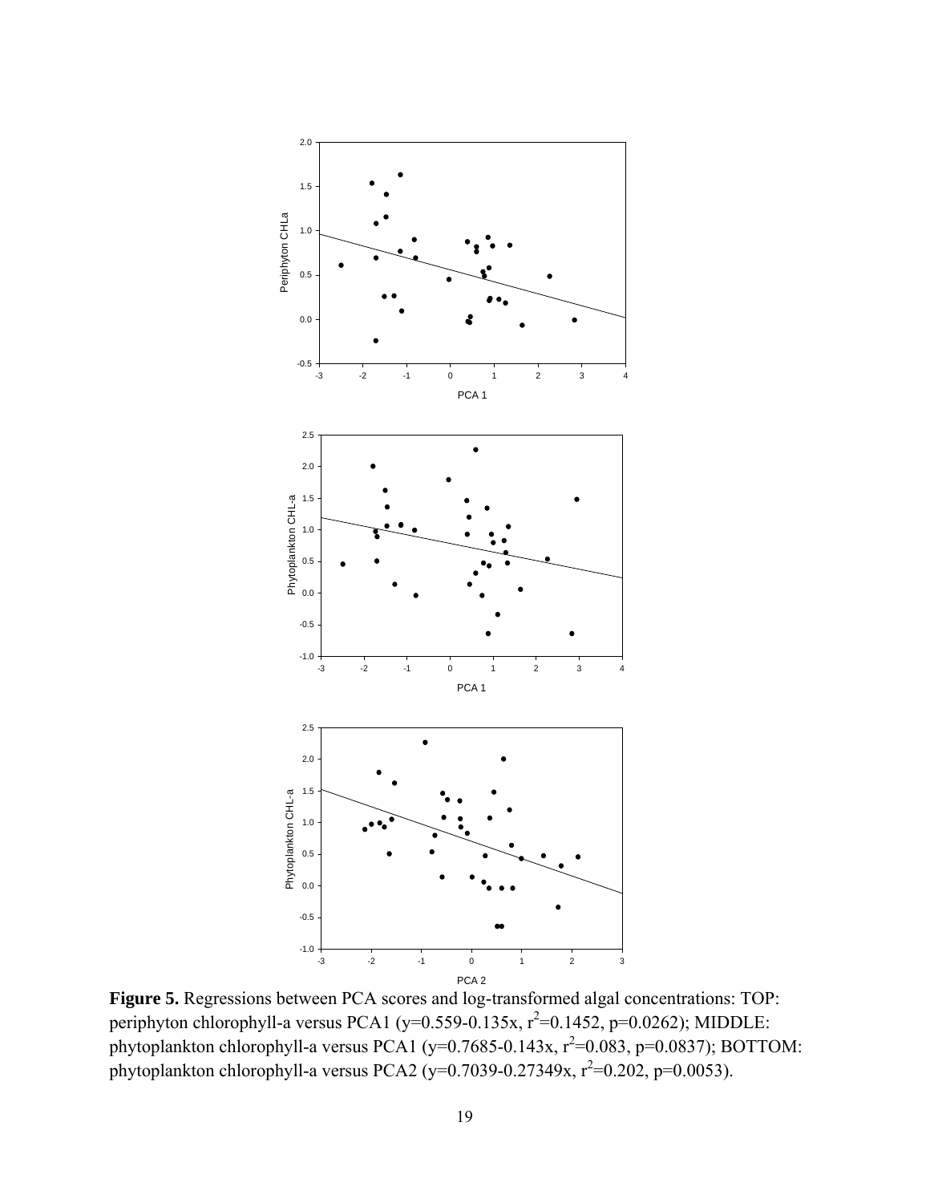**Figure 5.** Regressions between PCA scores and log-transformed algal concentrations: TOP: periphyton chlorophyll-a versus PCA1 ($y=0.559-0.135x$, $r^2=0.1452$, $p=0.0262$); MIDDLE: phytoplankton chlorophyll-a versus PCA1 ($y=0.7685-0.143x$, $r^2=0.083$, $p=0.0837$); BOTTOM: phytoplankton chlorophyll-a versus PCA2 ($y=0.7039-0.27349x$, $r^2=0.202$, $p=0.0053$).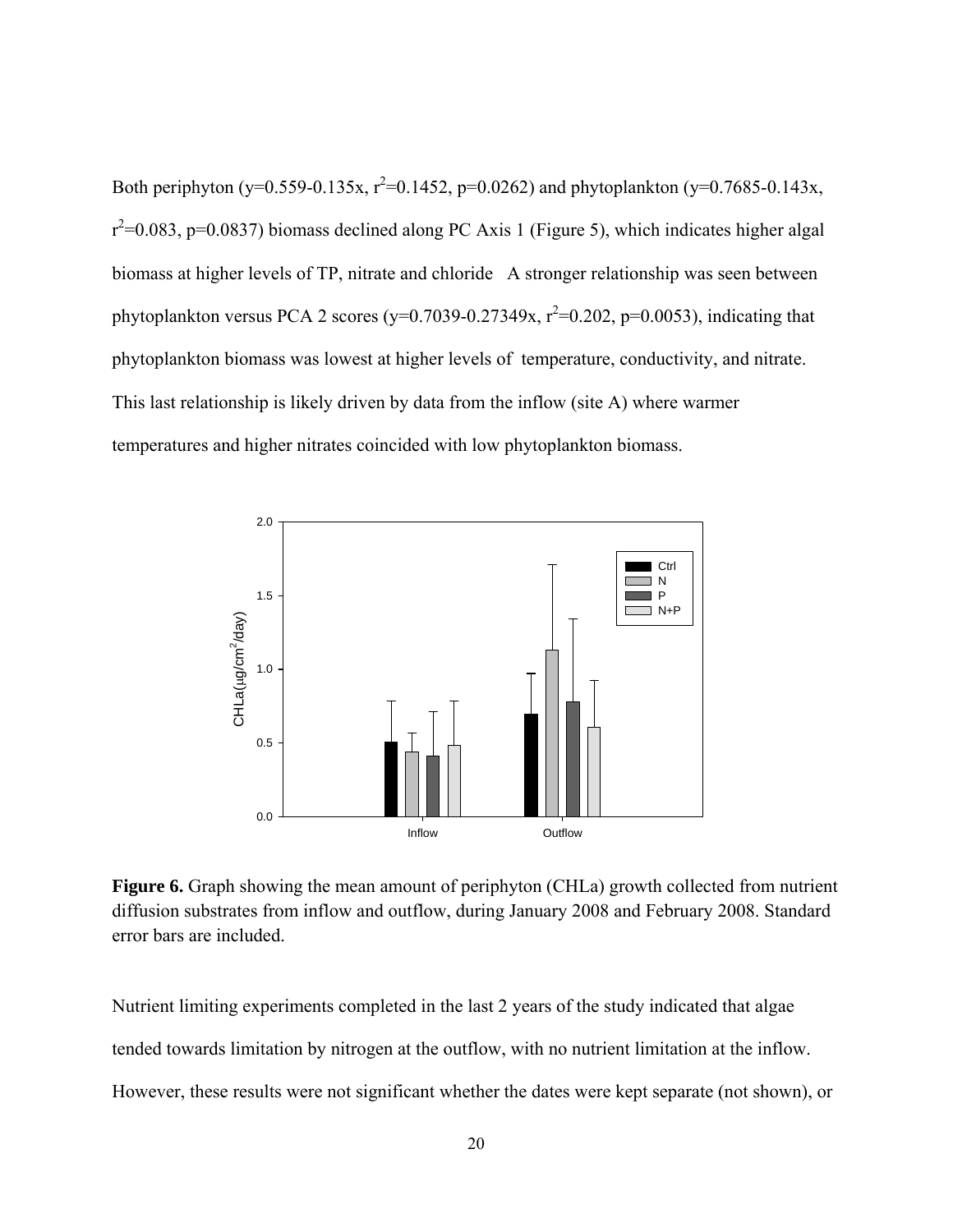Both periphyton ($y=0.559-0.135x$, $r^2=0.1452$, $p=0.0262$) and phytoplankton ($y=0.7685-0.143x$, $r^2=0.083$, $p=0.0837$) biomass declined along PC Axis 1 (Figure 5), which indicates higher algal biomass at higher levels of TP, nitrate and chloride   A stronger relationship was seen between phytoplankton versus PCA 2 scores ($y=0.7039-0.27349x$, $r^2=0.202$, $p=0.0053$), indicating that phytoplankton biomass was lowest at higher levels of  temperature, conductivity, and nitrate. This last relationship is likely driven by data from the inflow (site A) where warmer temperatures and higher nitrates coincided with low phytoplankton biomass.

**Figure 6.** Graph showing the mean amount of periphyton (CHLa) growth collected from nutrient diffusion substrates from inflow and outflow, during January 2008 and February 2008. Standard error bars are included.

Nutrient limiting experiments completed in the last 2 years of the study indicated that algae tended towards limitation by nitrogen at the outflow, with no nutrient limitation at the inflow. However, these results were not significant whether the dates were kept separate (not shown), or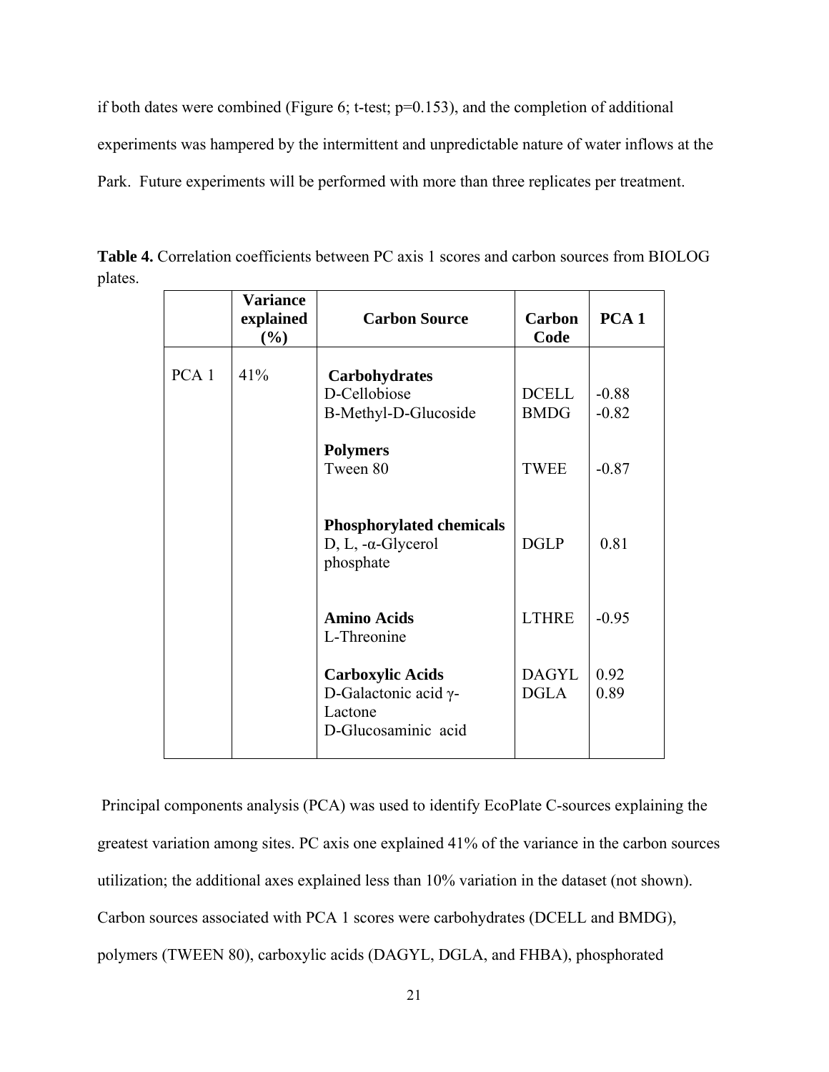if both dates were combined (Figure 6; t-test; $p=0.153$), and the completion of additional experiments was hampered by the intermittent and unpredictable nature of water inflows at the Park. Future experiments will be performed with more than three replicates per treatment.

**Table 4.** Correlation coefficients between PC axis 1 scores and carbon sources from BIOLOG plates.

| | **Variance explained (%)** | **Carbon Source** | **Carbon Code** | **PCA 1** |
|---|---|---|---|---|
| PCA 1 | 41% | **Carbohydrates** | | |
| | | D-Cellobiose | DCELL | -0.88 |
| | | B-Methyl-D-Glucoside | BMDG | -0.82 |
| | | **Polymers** | | |
| | | Tween 80 | TWEE | -0.87 |
| | | **Phosphorylated chemicals** | | |
| | | D, L, -α-Glycerol phosphate | DGLP | 0.81 |
| | | **Amino Acids** | | |
| | | L-Threonine | LTHRE | -0.95 |
| | | **Carboxylic Acids** | | |
| | | D-Galactonic acid γ-Lactone | DAGYL | 0.92 |
| | | D-Glucosaminic acid | DGLA | 0.89 |

Principal components analysis (PCA) was used to identify EcoPlate C-sources explaining the greatest variation among sites. PC axis one explained 41% of the variance in the carbon sources utilization; the additional axes explained less than 10% variation in the dataset (not shown). Carbon sources associated with PCA 1 scores were carbohydrates (DCELL and BMDG), polymers (TWEEN 80), carboxylic acids (DAGYL, DGLA, and FHBA), phosphorated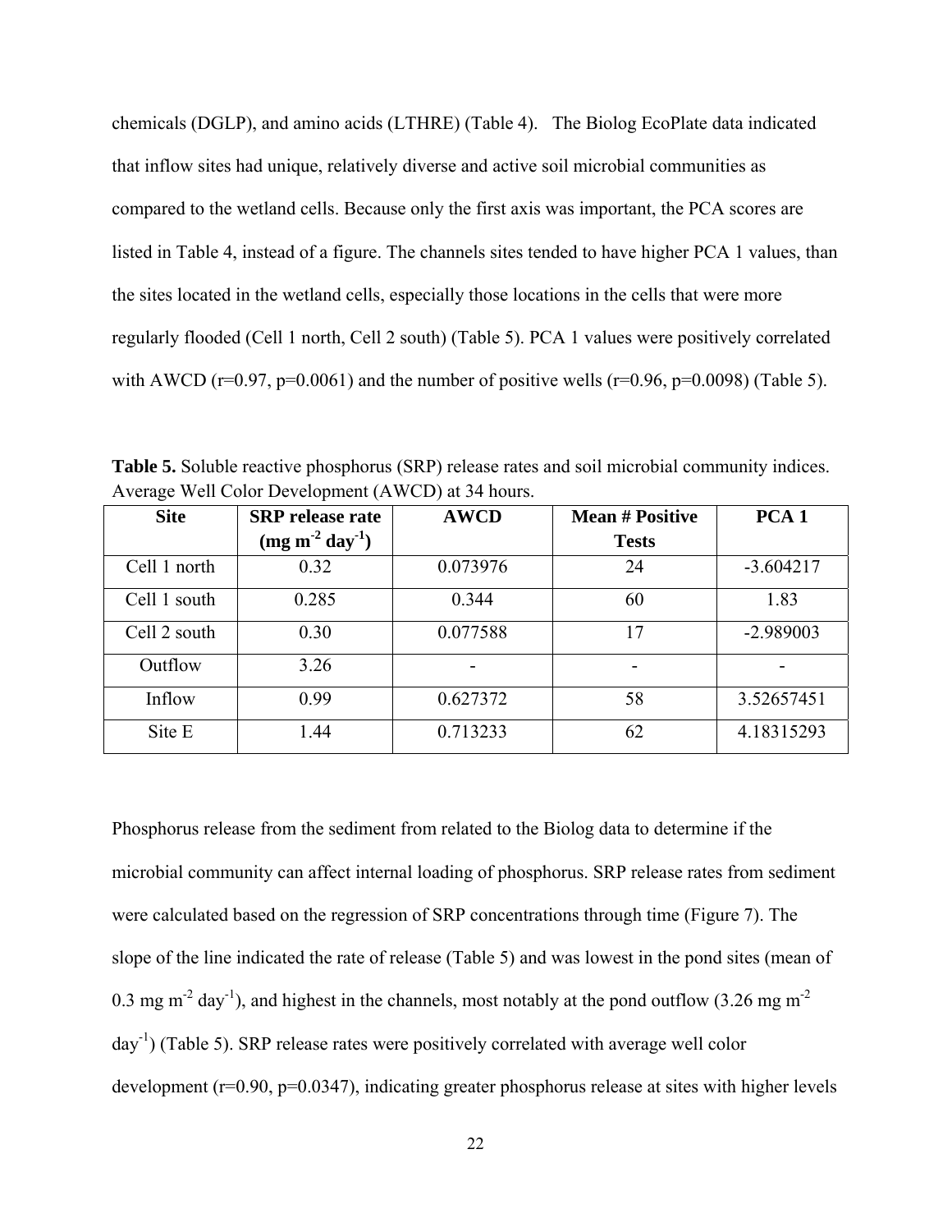chemicals (DGLP), and amino acids (LTHRE) (Table 4). The Biolog EcoPlate data indicated that inflow sites had unique, relatively diverse and active soil microbial communities as compared to the wetland cells. Because only the first axis was important, the PCA scores are listed in Table 4, instead of a figure. The channels sites tended to have higher PCA 1 values, than the sites located in the wetland cells, especially those locations in the cells that were more regularly flooded (Cell 1 north, Cell 2 south) (Table 5). PCA 1 values were positively correlated with AWCD ($r=0.97$, $p=0.0061$) and the number of positive wells ($r=0.96$, $p=0.0098$) (Table 5).

**Table 5.** Soluble reactive phosphorus (SRP) release rates and soil microbial community indices. Average Well Color Development (AWCD) at 34 hours.

| Site | SRP release rate (mg $m^{-2}$ $day^{-1}$) | AWCD | Mean # Positive Tests | PCA 1 |
|---|---|---|---|---|
| Cell 1 north | 0.32 | 0.073976 | 24 | -3.604217 |
| Cell 1 south | 0.285 | 0.344 | 60 | 1.83 |
| Cell 2 south | 0.30 | 0.077588 | 17 | -2.989003 |
| Outflow | 3.26 | - | - | - |
| Inflow | 0.99 | 0.627372 | 58 | 3.52657451 |
| Site E | 1.44 | 0.713233 | 62 | 4.18315293 |

Phosphorus release from the sediment from related to the Biolog data to determine if the microbial community can affect internal loading of phosphorus. SRP release rates from sediment were calculated based on the regression of SRP concentrations through time (Figure 7). The slope of the line indicated the rate of release (Table 5) and was lowest in the pond sites (mean of 0.3 mg $m^{-2}$ $day^{-1}$), and highest in the channels, most notably at the pond outflow (3.26 mg $m^{-2}$ $day^{-1}$) (Table 5). SRP release rates were positively correlated with average well color development ($r=0.90$, $p=0.0347$), indicating greater phosphorus release at sites with higher levels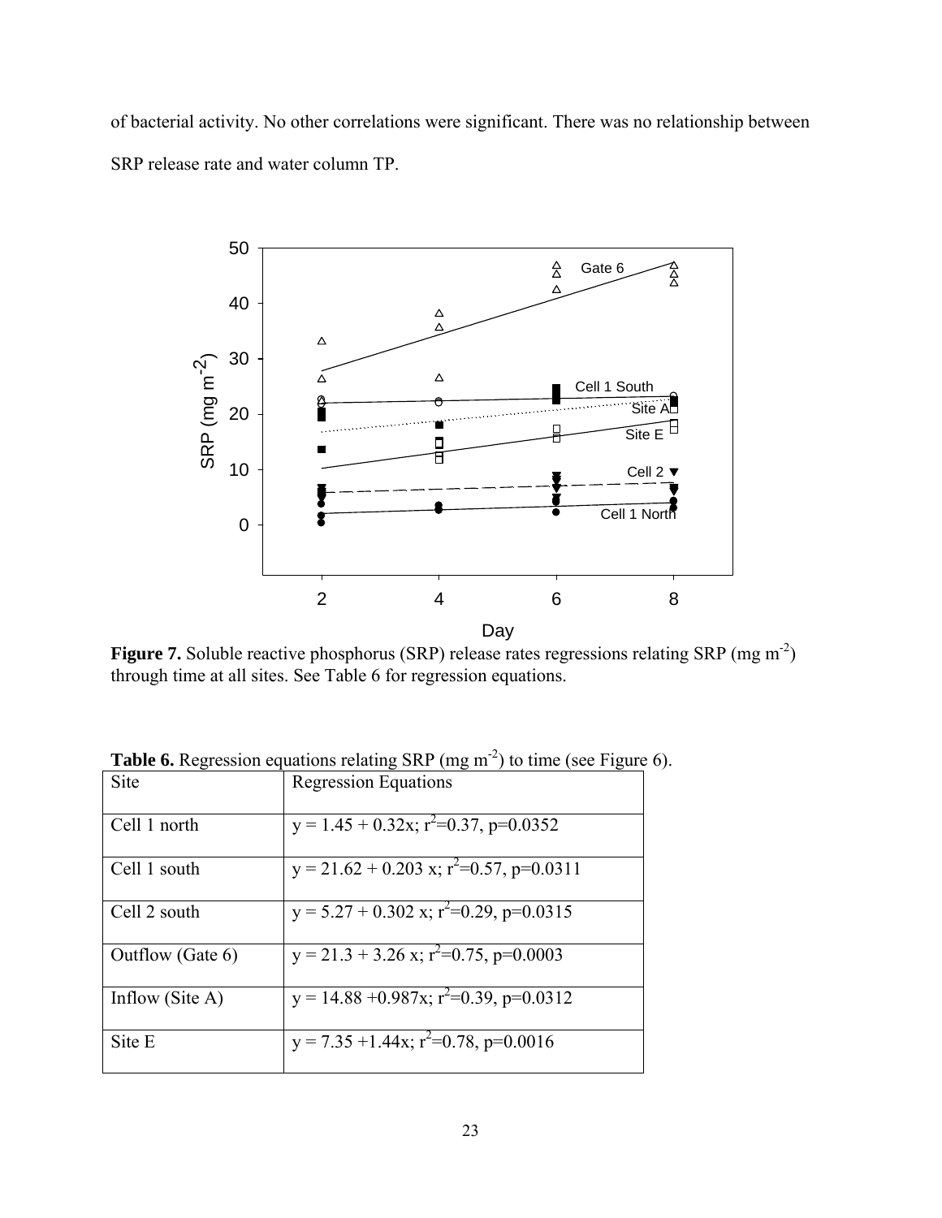of bacterial activity. No other correlations were significant. There was no relationship between SRP release rate and water column TP.

**Figure 7.** Soluble reactive phosphorus (SRP) release rates regressions relating SRP (mg $m^{-2}$) through time at all sites. See Table 6 for regression equations.

**Table 6.** Regression equations relating SRP (mg $m^{-2}$) to time (see Figure 6).

| Site | Regression Equations |
|---|---|
| Cell 1 north | $y = 1.45 + 0.32x$; $r^2=0.37$, $p=0.0352$ |
| Cell 1 south | $y = 21.62 + 0.203x$; $r^2=0.57$, $p=0.0311$ |
| Cell 2 south | $y = 5.27 + 0.302x$; $r^2=0.29$, $p=0.0315$ |
| Outflow (Gate 6) | $y = 21.3 + 3.26x$; $r^2=0.75$, $p=0.0003$ |
| Inflow (Site A) | $y = 14.88 + 0.987x$; $r^2=0.39$, $p=0.0312$ |
| Site E | $y = 7.35 + 1.44x$; $r^2=0.78$, $p=0.0016$ |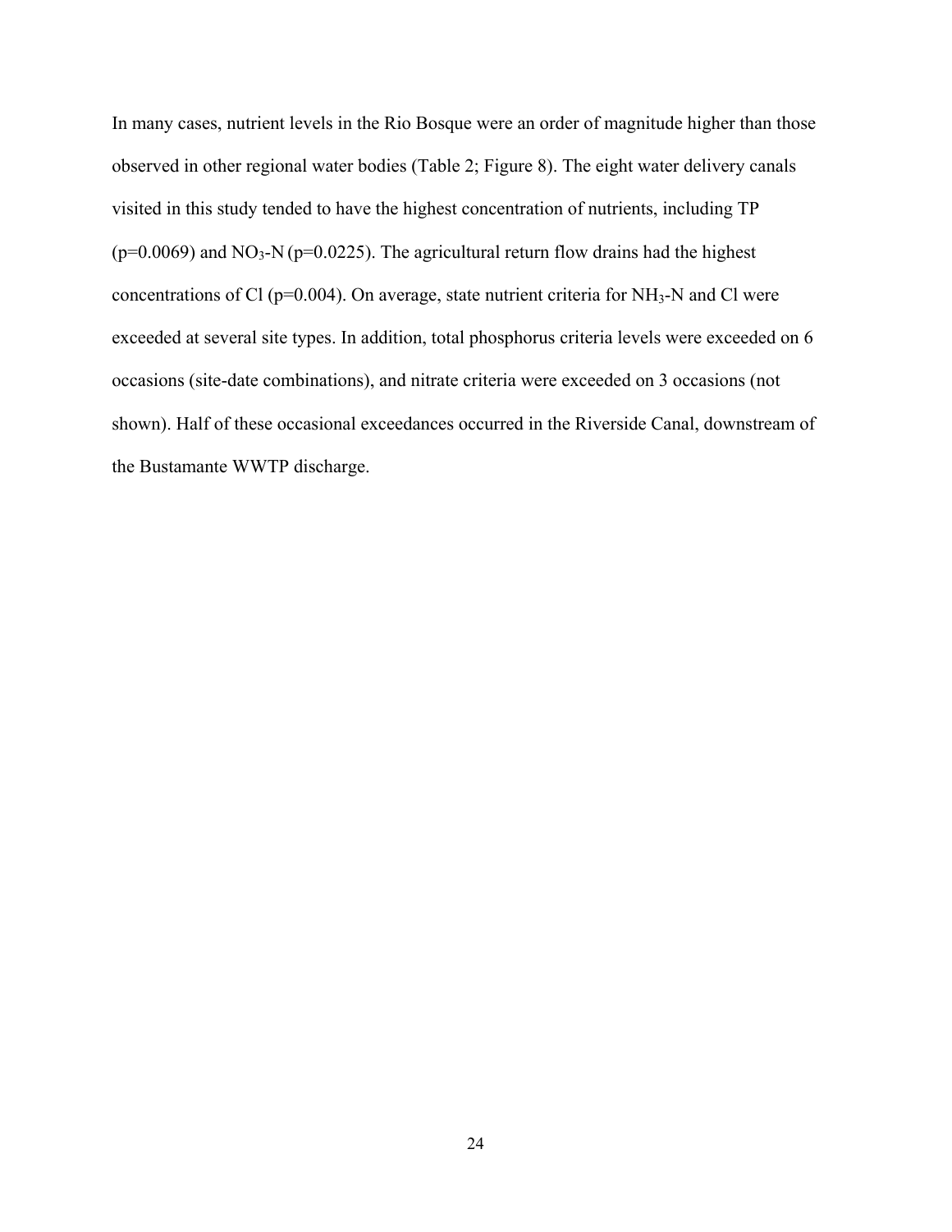In many cases, nutrient levels in the Rio Bosque were an order of magnitude higher than those observed in other regional water bodies (Table 2; Figure 8). The eight water delivery canals visited in this study tended to have the highest concentration of nutrients, including TP ($p=0.0069$) and $NO_3$-N ($p=0.0225$). The agricultural return flow drains had the highest concentrations of Cl ($p=0.004$). On average, state nutrient criteria for $NH_3$-N and Cl were exceeded at several site types. In addition, total phosphorus criteria levels were exceeded on 6 occasions (site-date combinations), and nitrate criteria were exceeded on 3 occasions (not shown). Half of these occasional exceedances occurred in the Riverside Canal, downstream of the Bustamante WWTP discharge.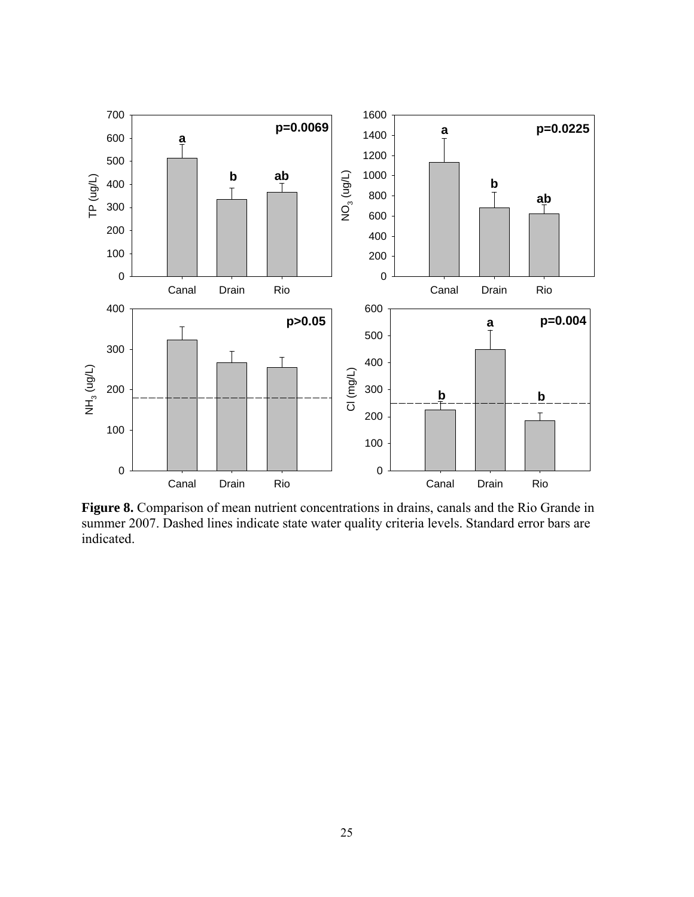**Figure 8.** Comparison of mean nutrient concentrations in drains, canals and the Rio Grande in summer 2007. Dashed lines indicate state water quality criteria levels. Standard error bars are indicated.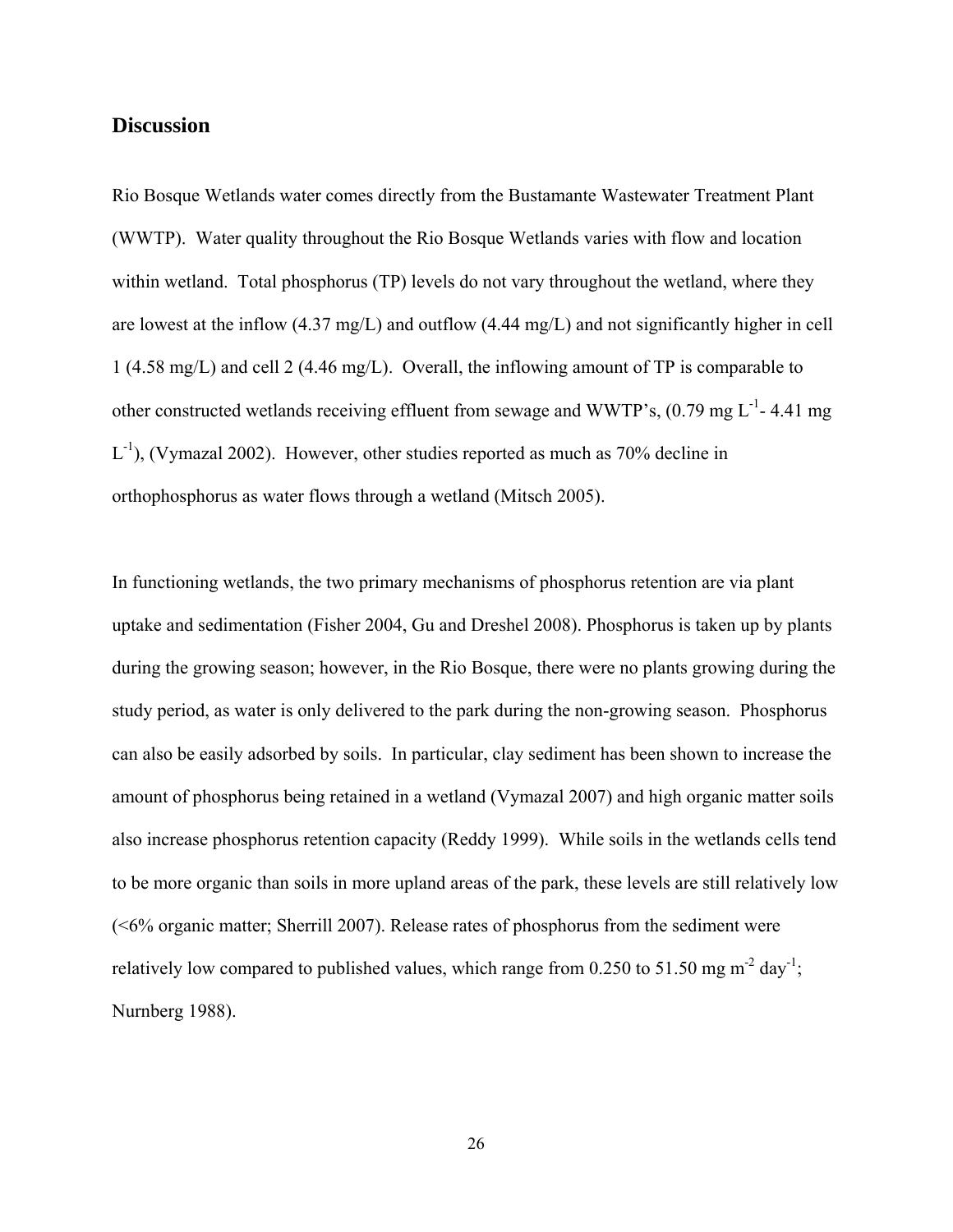## Discussion

Rio Bosque Wetlands water comes directly from the Bustamante Wastewater Treatment Plant (WWTP). Water quality throughout the Rio Bosque Wetlands varies with flow and location within wetland. Total phosphorus (TP) levels do not vary throughout the wetland, where they are lowest at the inflow (4.37 mg/L) and outflow (4.44 mg/L) and not significantly higher in cell 1 (4.58 mg/L) and cell 2 (4.46 mg/L). Overall, the inflowing amount of TP is comparable to other constructed wetlands receiving effluent from sewage and WWTP's, (0.79 mg $L^{-1}$- 4.41 mg $L^{-1}$), (Vymazal 2002). However, other studies reported as much as 70% decline in orthophosphorus as water flows through a wetland (Mitsch 2005).

In functioning wetlands, the two primary mechanisms of phosphorus retention are via plant uptake and sedimentation (Fisher 2004, Gu and Dreshel 2008). Phosphorus is taken up by plants during the growing season; however, in the Rio Bosque, there were no plants growing during the study period, as water is only delivered to the park during the non-growing season. Phosphorus can also be easily adsorbed by soils. In particular, clay sediment has been shown to increase the amount of phosphorus being retained in a wetland (Vymazal 2007) and high organic matter soils also increase phosphorus retention capacity (Reddy 1999). While soils in the wetlands cells tend to be more organic than soils in more upland areas of the park, these levels are still relatively low (<6% organic matter; Sherrill 2007). Release rates of phosphorus from the sediment were relatively low compared to published values, which range from 0.250 to 51.50 mg $m^{-2}$ $day^{-1}$; Nurnberg 1988).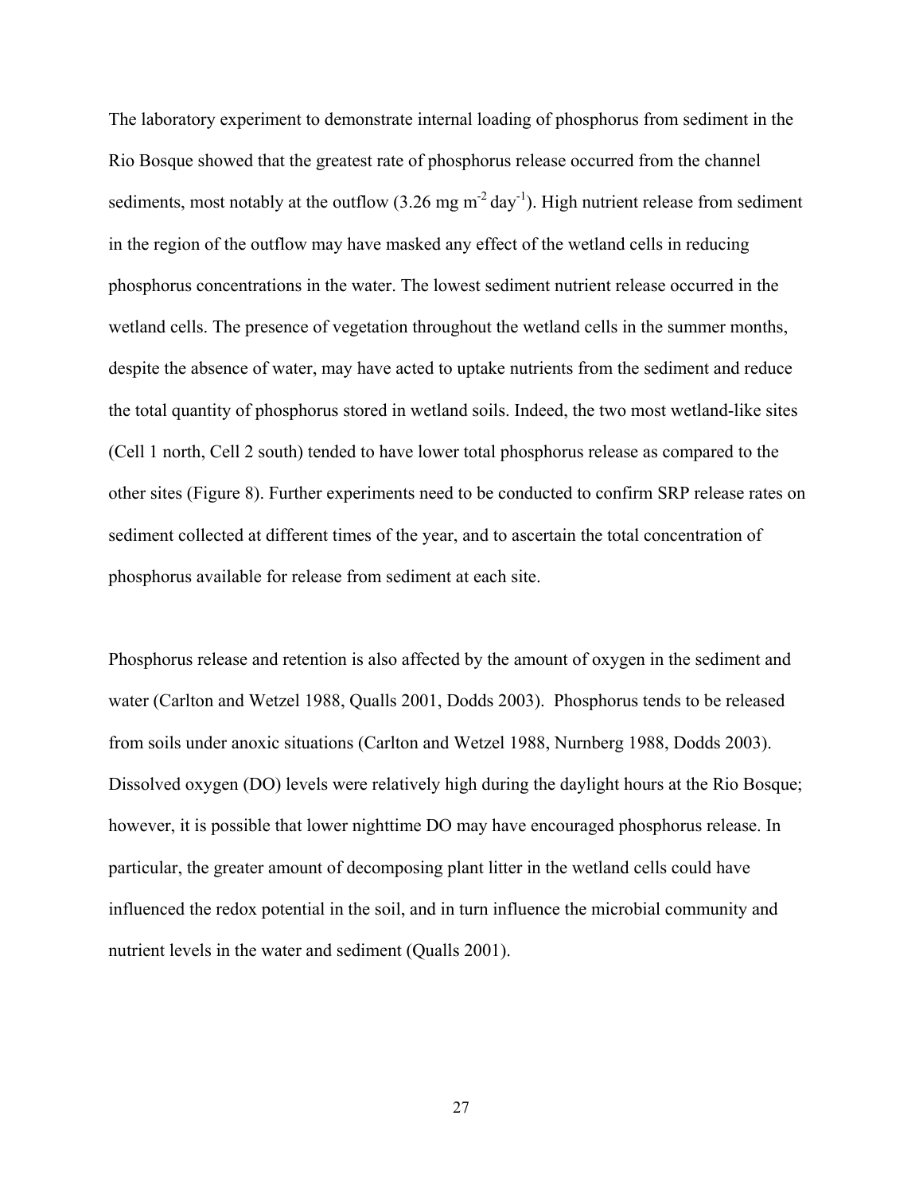The laboratory experiment to demonstrate internal loading of phosphorus from sediment in the Rio Bosque showed that the greatest rate of phosphorus release occurred from the channel sediments, most notably at the outflow (3.26 mg $m^{-2}$ $day^{-1}$). High nutrient release from sediment in the region of the outflow may have masked any effect of the wetland cells in reducing phosphorus concentrations in the water. The lowest sediment nutrient release occurred in the wetland cells. The presence of vegetation throughout the wetland cells in the summer months, despite the absence of water, may have acted to uptake nutrients from the sediment and reduce the total quantity of phosphorus stored in wetland soils. Indeed, the two most wetland-like sites (Cell 1 north, Cell 2 south) tended to have lower total phosphorus release as compared to the other sites (Figure 8). Further experiments need to be conducted to confirm SRP release rates on sediment collected at different times of the year, and to ascertain the total concentration of phosphorus available for release from sediment at each site.

Phosphorus release and retention is also affected by the amount of oxygen in the sediment and water (Carlton and Wetzel 1988, Qualls 2001, Dodds 2003). Phosphorus tends to be released from soils under anoxic situations (Carlton and Wetzel 1988, Nurnberg 1988, Dodds 2003). Dissolved oxygen (DO) levels were relatively high during the daylight hours at the Rio Bosque; however, it is possible that lower nighttime DO may have encouraged phosphorus release. In particular, the greater amount of decomposing plant litter in the wetland cells could have influenced the redox potential in the soil, and in turn influence the microbial community and nutrient levels in the water and sediment (Qualls 2001).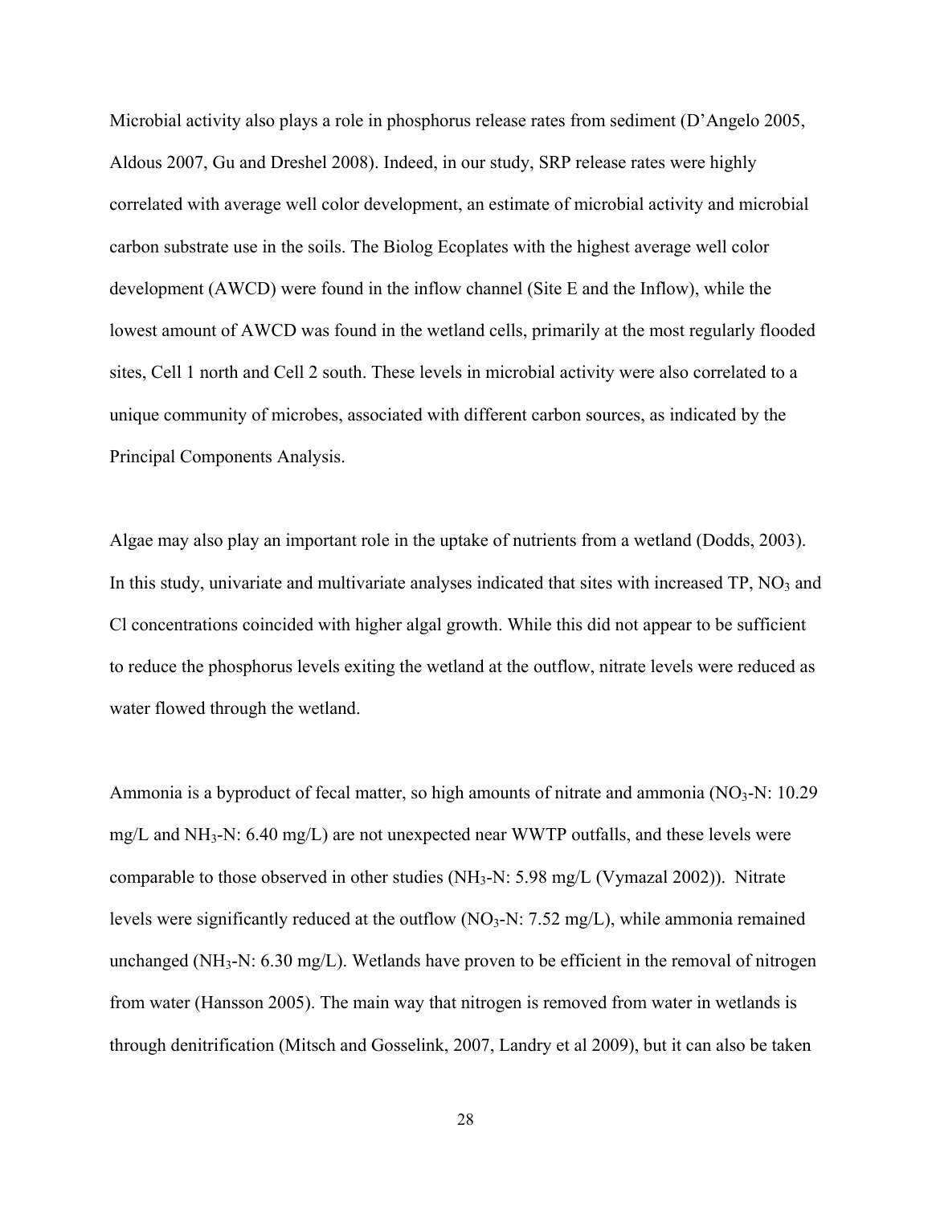Microbial activity also plays a role in phosphorus release rates from sediment (D'Angelo 2005, Aldous 2007, Gu and Dreshel 2008). Indeed, in our study, SRP release rates were highly correlated with average well color development, an estimate of microbial activity and microbial carbon substrate use in the soils. The Biolog Ecoplates with the highest average well color development (AWCD) were found in the inflow channel (Site E and the Inflow), while the lowest amount of AWCD was found in the wetland cells, primarily at the most regularly flooded sites, Cell 1 north and Cell 2 south. These levels in microbial activity were also correlated to a unique community of microbes, associated with different carbon sources, as indicated by the Principal Components Analysis.

Algae may also play an important role in the uptake of nutrients from a wetland (Dodds, 2003). In this study, univariate and multivariate analyses indicated that sites with increased TP, $NO_3$ and Cl concentrations coincided with higher algal growth. While this did not appear to be sufficient to reduce the phosphorus levels exiting the wetland at the outflow, nitrate levels were reduced as water flowed through the wetland.

Ammonia is a byproduct of fecal matter, so high amounts of nitrate and ammonia ($NO_3$-N: 10.29 mg/L and $NH_3$-N: 6.40 mg/L) are not unexpected near WWTP outfalls, and these levels were comparable to those observed in other studies ($NH_3$-N: 5.98 mg/L (Vymazal 2002)). Nitrate levels were significantly reduced at the outflow ($NO_3$-N: 7.52 mg/L), while ammonia remained unchanged ($NH_3$-N: 6.30 mg/L). Wetlands have proven to be efficient in the removal of nitrogen from water (Hansson 2005). The main way that nitrogen is removed from water in wetlands is through denitrification (Mitsch and Gosselink, 2007, Landry et al 2009), but it can also be taken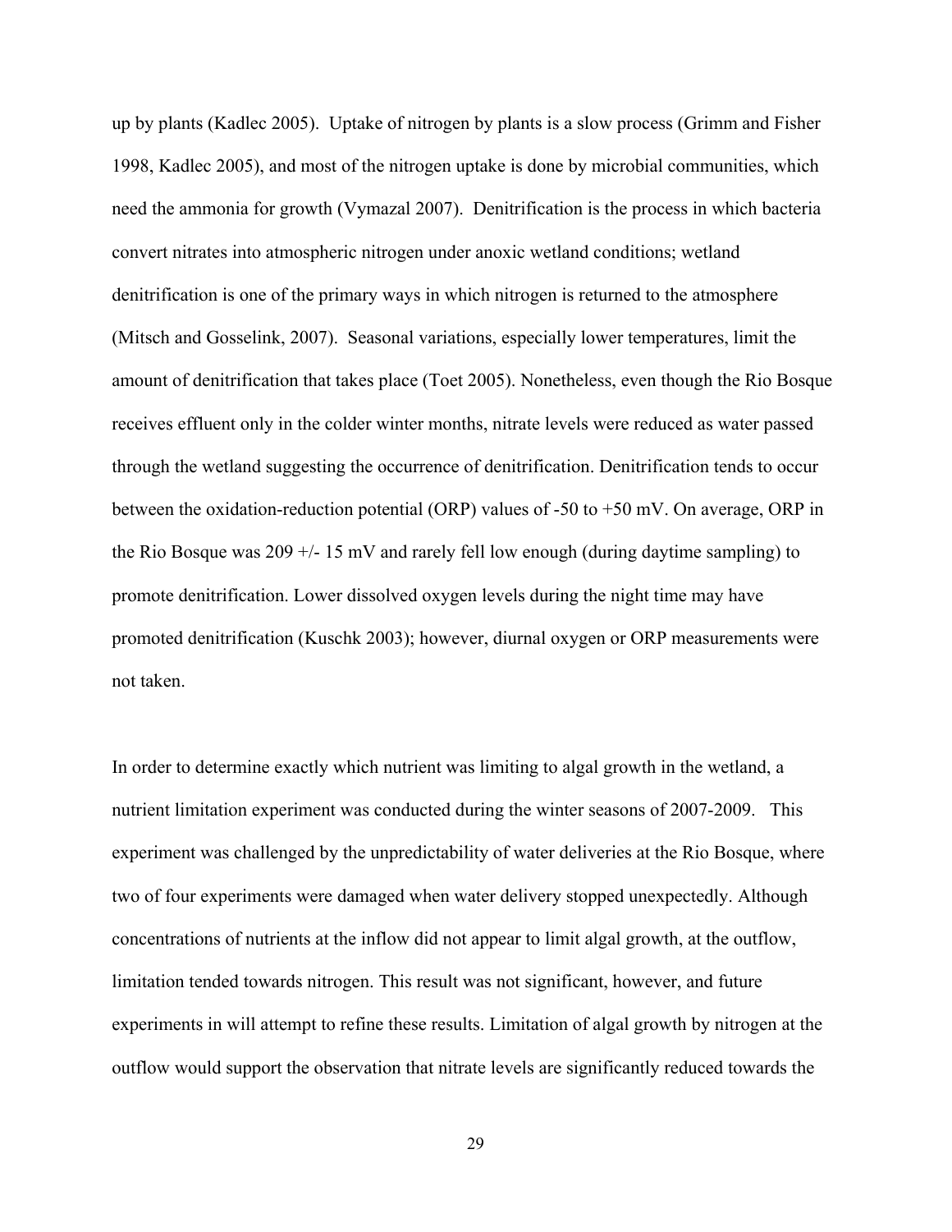up by plants (Kadlec 2005). Uptake of nitrogen by plants is a slow process (Grimm and Fisher 1998, Kadlec 2005), and most of the nitrogen uptake is done by microbial communities, which need the ammonia for growth (Vymazal 2007). Denitrification is the process in which bacteria convert nitrates into atmospheric nitrogen under anoxic wetland conditions; wetland denitrification is one of the primary ways in which nitrogen is returned to the atmosphere (Mitsch and Gosselink, 2007). Seasonal variations, especially lower temperatures, limit the amount of denitrification that takes place (Toet 2005). Nonetheless, even though the Rio Bosque receives effluent only in the colder winter months, nitrate levels were reduced as water passed through the wetland suggesting the occurrence of denitrification. Denitrification tends to occur between the oxidation-reduction potential (ORP) values of -50 to +50 mV. On average, ORP in the Rio Bosque was 209 +/- 15 mV and rarely fell low enough (during daytime sampling) to promote denitrification. Lower dissolved oxygen levels during the night time may have promoted denitrification (Kuschk 2003); however, diurnal oxygen or ORP measurements were not taken.

In order to determine exactly which nutrient was limiting to algal growth in the wetland, a nutrient limitation experiment was conducted during the winter seasons of 2007-2009. This experiment was challenged by the unpredictability of water deliveries at the Rio Bosque, where two of four experiments were damaged when water delivery stopped unexpectedly. Although concentrations of nutrients at the inflow did not appear to limit algal growth, at the outflow, limitation tended towards nitrogen. This result was not significant, however, and future experiments in will attempt to refine these results. Limitation of algal growth by nitrogen at the outflow would support the observation that nitrate levels are significantly reduced towards the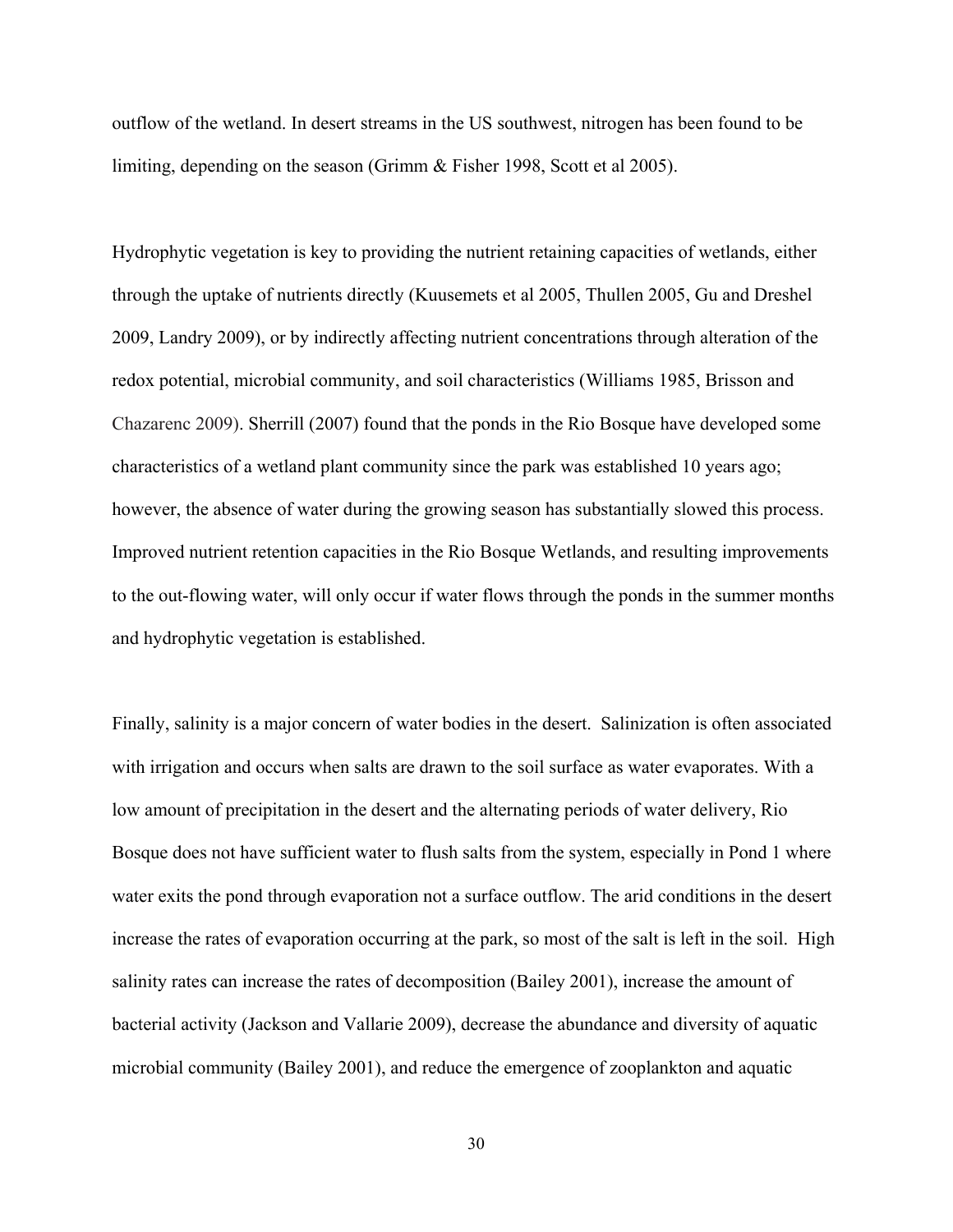outflow of the wetland. In desert streams in the US southwest, nitrogen has been found to be limiting, depending on the season (Grimm & Fisher 1998, Scott et al 2005).

Hydrophytic vegetation is key to providing the nutrient retaining capacities of wetlands, either through the uptake of nutrients directly (Kuusemets et al 2005, Thullen 2005, Gu and Dreshel 2009, Landry 2009), or by indirectly affecting nutrient concentrations through alteration of the redox potential, microbial community, and soil characteristics (Williams 1985, Brisson and Chazarenc 2009). Sherrill (2007) found that the ponds in the Rio Bosque have developed some characteristics of a wetland plant community since the park was established 10 years ago; however, the absence of water during the growing season has substantially slowed this process. Improved nutrient retention capacities in the Rio Bosque Wetlands, and resulting improvements to the out-flowing water, will only occur if water flows through the ponds in the summer months and hydrophytic vegetation is established.

Finally, salinity is a major concern of water bodies in the desert. Salinization is often associated with irrigation and occurs when salts are drawn to the soil surface as water evaporates. With a low amount of precipitation in the desert and the alternating periods of water delivery, Rio Bosque does not have sufficient water to flush salts from the system, especially in Pond 1 where water exits the pond through evaporation not a surface outflow. The arid conditions in the desert increase the rates of evaporation occurring at the park, so most of the salt is left in the soil. High salinity rates can increase the rates of decomposition (Bailey 2001), increase the amount of bacterial activity (Jackson and Vallarie 2009), decrease the abundance and diversity of aquatic microbial community (Bailey 2001), and reduce the emergence of zooplankton and aquatic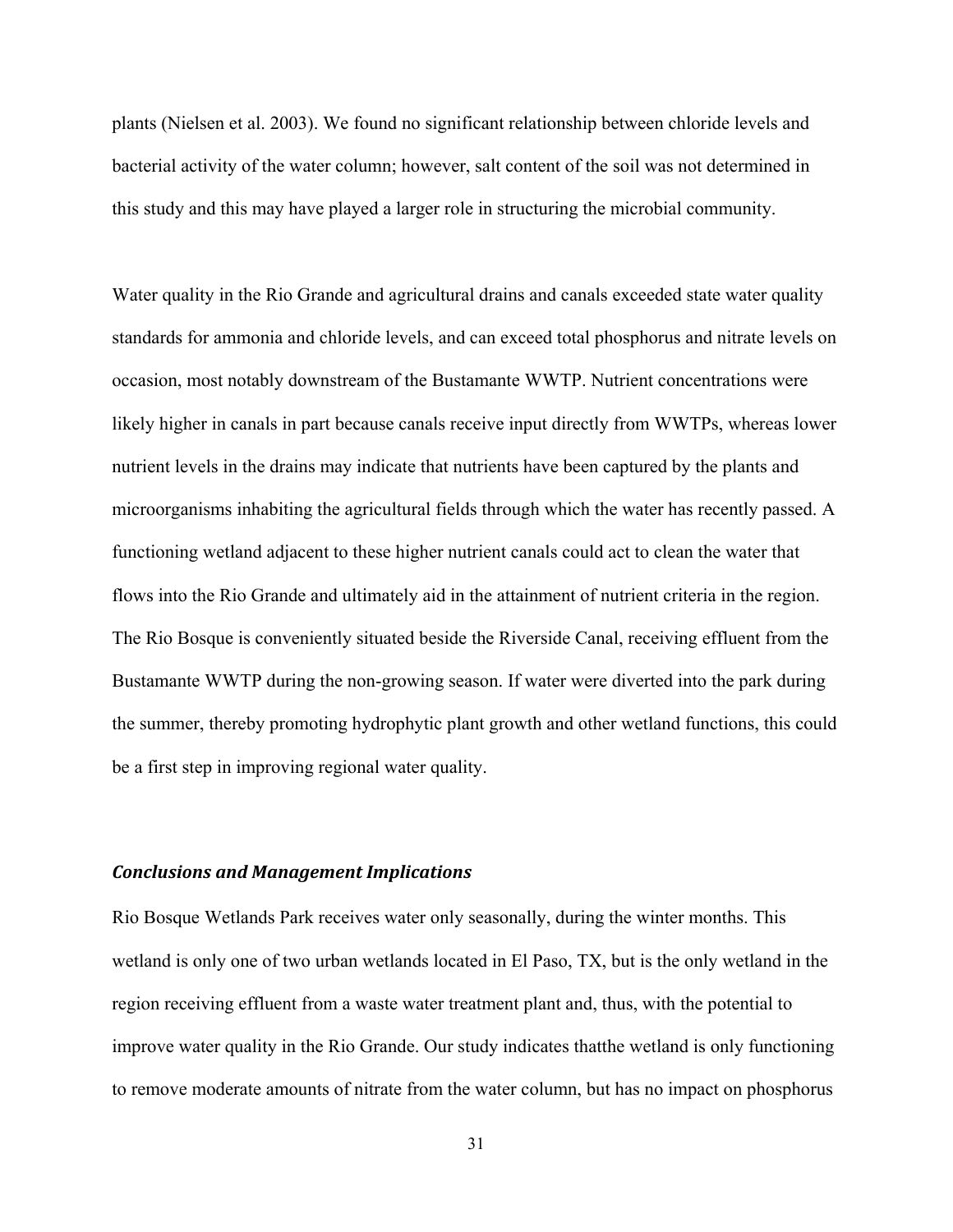plants (Nielsen et al. 2003). We found no significant relationship between chloride levels and bacterial activity of the water column; however, salt content of the soil was not determined in this study and this may have played a larger role in structuring the microbial community.

Water quality in the Rio Grande and agricultural drains and canals exceeded state water quality standards for ammonia and chloride levels, and can exceed total phosphorus and nitrate levels on occasion, most notably downstream of the Bustamante WWTP. Nutrient concentrations were likely higher in canals in part because canals receive input directly from WWTPs, whereas lower nutrient levels in the drains may indicate that nutrients have been captured by the plants and microorganisms inhabiting the agricultural fields through which the water has recently passed. A functioning wetland adjacent to these higher nutrient canals could act to clean the water that flows into the Rio Grande and ultimately aid in the attainment of nutrient criteria in the region. The Rio Bosque is conveniently situated beside the Riverside Canal, receiving effluent from the Bustamante WWTP during the non-growing season. If water were diverted into the park during the summer, thereby promoting hydrophytic plant growth and other wetland functions, this could be a first step in improving regional water quality.

### *Conclusions and Management Implications*

Rio Bosque Wetlands Park receives water only seasonally, during the winter months. This wetland is only one of two urban wetlands located in El Paso, TX, but is the only wetland in the region receiving effluent from a waste water treatment plant and, thus, with the potential to improve water quality in the Rio Grande. Our study indicates thatthe wetland is only functioning to remove moderate amounts of nitrate from the water column, but has no impact on phosphorus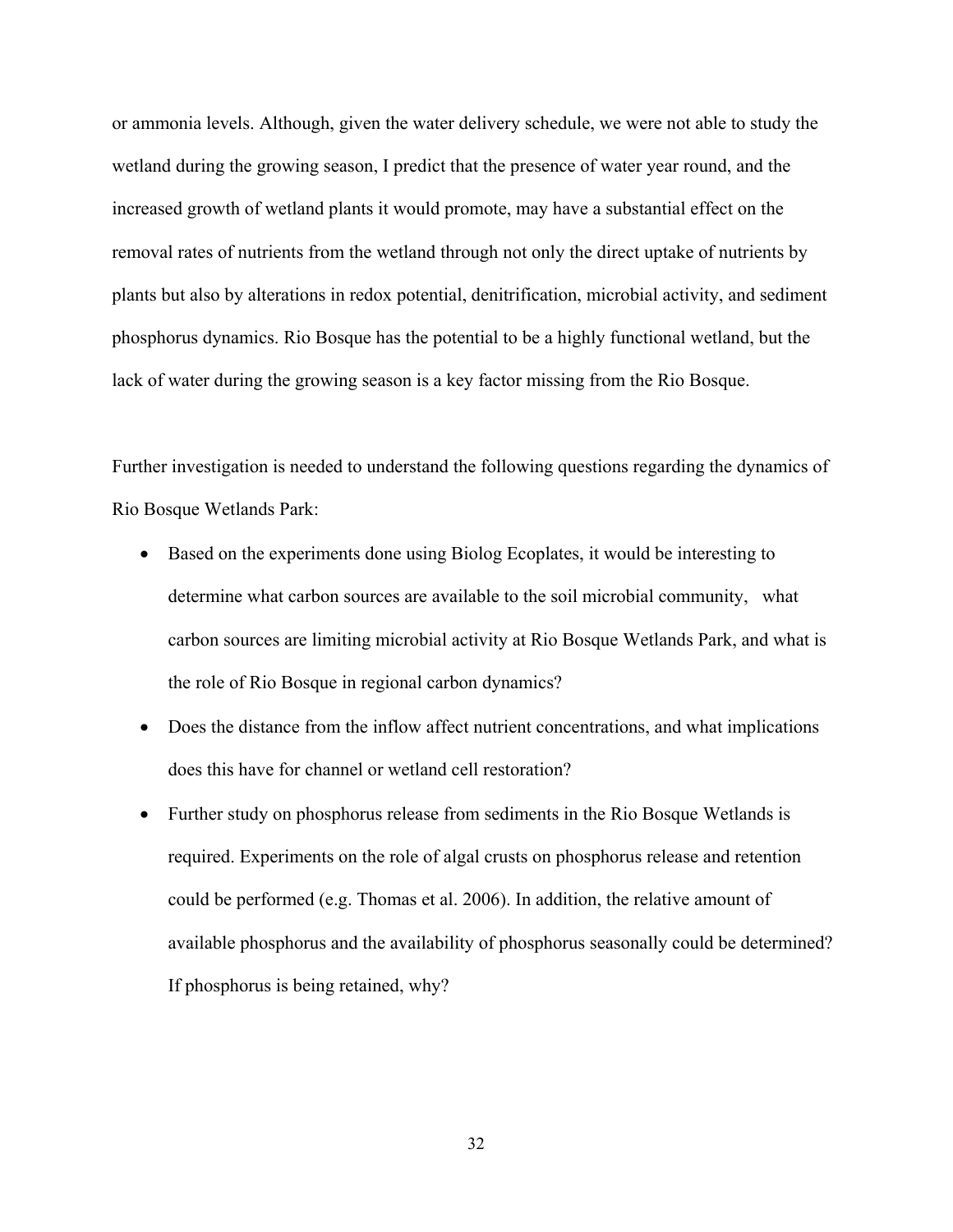or ammonia levels. Although, given the water delivery schedule, we were not able to study the wetland during the growing season, I predict that the presence of water year round, and the increased growth of wetland plants it would promote, may have a substantial effect on the removal rates of nutrients from the wetland through not only the direct uptake of nutrients by plants but also by alterations in redox potential, denitrification, microbial activity, and sediment phosphorus dynamics. Rio Bosque has the potential to be a highly functional wetland, but the lack of water during the growing season is a key factor missing from the Rio Bosque.

Further investigation is needed to understand the following questions regarding the dynamics of Rio Bosque Wetlands Park:

- Based on the experiments done using Biolog Ecoplates, it would be interesting to determine what carbon sources are available to the soil microbial community, what carbon sources are limiting microbial activity at Rio Bosque Wetlands Park, and what is the role of Rio Bosque in regional carbon dynamics?
- Does the distance from the inflow affect nutrient concentrations, and what implications does this have for channel or wetland cell restoration?
- Further study on phosphorus release from sediments in the Rio Bosque Wetlands is required. Experiments on the role of algal crusts on phosphorus release and retention could be performed (e.g. Thomas et al. 2006). In addition, the relative amount of available phosphorus and the availability of phosphorus seasonally could be determined? If phosphorus is being retained, why?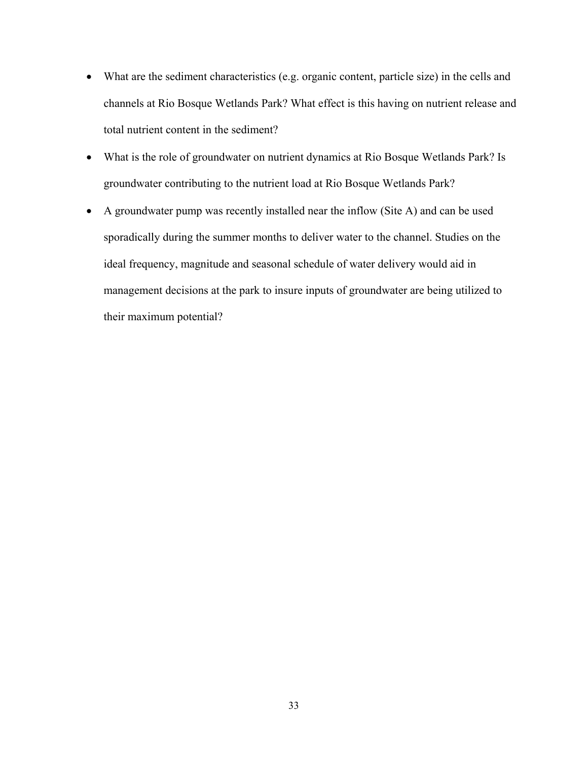- What are the sediment characteristics (e.g. organic content, particle size) in the cells and channels at Rio Bosque Wetlands Park? What effect is this having on nutrient release and total nutrient content in the sediment?
- What is the role of groundwater on nutrient dynamics at Rio Bosque Wetlands Park? Is groundwater contributing to the nutrient load at Rio Bosque Wetlands Park?
- A groundwater pump was recently installed near the inflow (Site A) and can be used sporadically during the summer months to deliver water to the channel. Studies on the ideal frequency, magnitude and seasonal schedule of water delivery would aid in management decisions at the park to insure inputs of groundwater are being utilized to their maximum potential?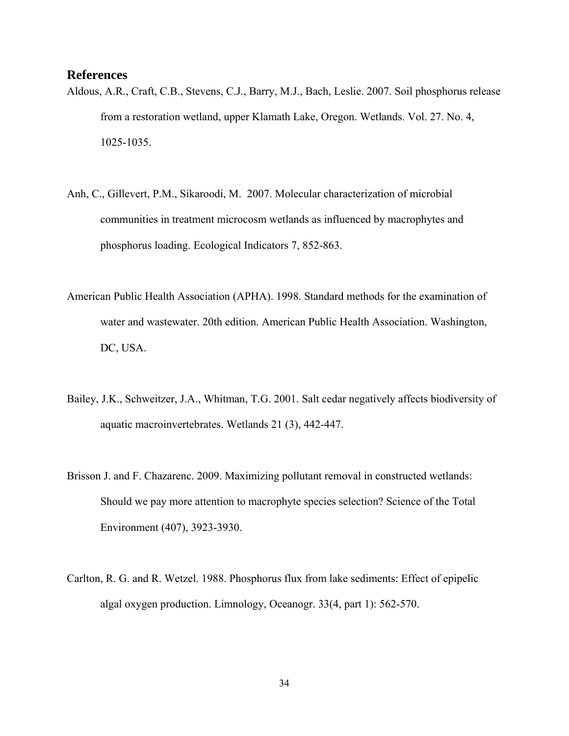## References

Aldous, A.R., Craft, C.B., Stevens, C.J., Barry, M.J., Bach, Leslie. 2007. Soil phosphorus release from a restoration wetland, upper Klamath Lake, Oregon. Wetlands. Vol. 27. No. 4, 1025-1035.

Anh, C., Gillevert, P.M., Sikaroodi, M. 2007. Molecular characterization of microbial communities in treatment microcosm wetlands as influenced by macrophytes and phosphorus loading. Ecological Indicators 7, 852-863.

American Public Health Association (APHA). 1998. Standard methods for the examination of water and wastewater. 20th edition. American Public Health Association. Washington, DC, USA.

Bailey, J.K., Schweitzer, J.A., Whitman, T.G. 2001. Salt cedar negatively affects biodiversity of aquatic macroinvertebrates. Wetlands 21 (3), 442-447.

Brisson J. and F. Chazarenc. 2009. Maximizing pollutant removal in constructed wetlands: Should we pay more attention to macrophyte species selection? Science of the Total Environment (407), 3923-3930.

Carlton, R. G. and R. Wetzel. 1988. Phosphorus flux from lake sediments: Effect of epipelic algal oxygen production. Limnology, Oceanogr. 33(4, part 1): 562-570.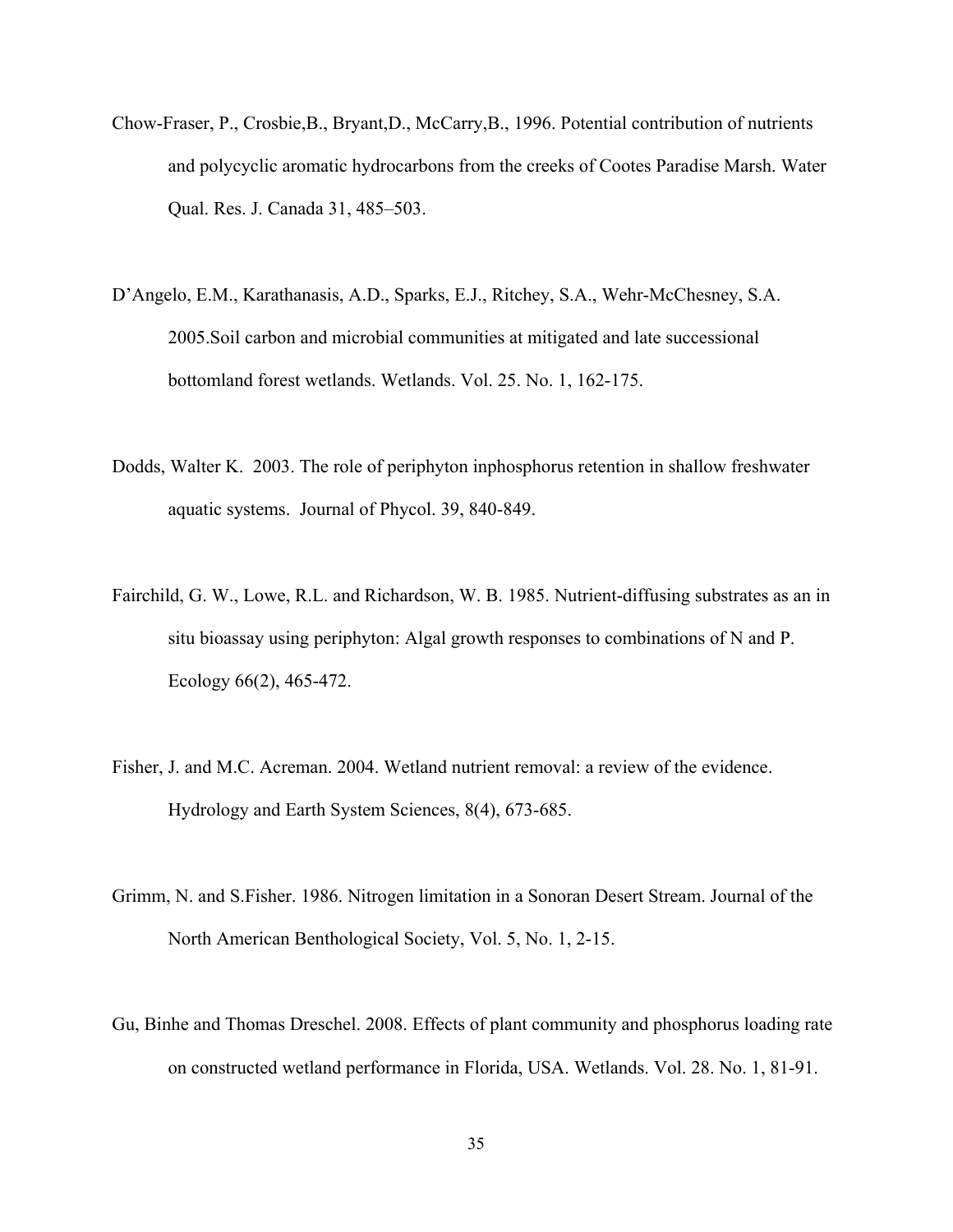Chow-Fraser, P., Crosbie,B., Bryant,D., McCarry,B., 1996. Potential contribution of nutrients and polycyclic aromatic hydrocarbons from the creeks of Cootes Paradise Marsh. Water Qual. Res. J. Canada 31, 485–503.

D'Angelo, E.M., Karathanasis, A.D., Sparks, E.J., Ritchey, S.A., Wehr-McChesney, S.A. 2005.Soil carbon and microbial communities at mitigated and late successional bottomland forest wetlands. Wetlands. Vol. 25. No. 1, 162-175.

Dodds, Walter K. 2003. The role of periphyton inphosphorus retention in shallow freshwater aquatic systems. Journal of Phycol. 39, 840-849.

Fairchild, G. W., Lowe, R.L. and Richardson, W. B. 1985. Nutrient-diffusing substrates as an in situ bioassay using periphyton: Algal growth responses to combinations of N and P. Ecology 66(2), 465-472.

Fisher, J. and M.C. Acreman. 2004. Wetland nutrient removal: a review of the evidence. Hydrology and Earth System Sciences, 8(4), 673-685.

Grimm, N. and S.Fisher. 1986. Nitrogen limitation in a Sonoran Desert Stream. Journal of the North American Benthological Society, Vol. 5, No. 1, 2-15.

Gu, Binhe and Thomas Dreschel. 2008. Effects of plant community and phosphorus loading rate on constructed wetland performance in Florida, USA. Wetlands. Vol. 28. No. 1, 81-91.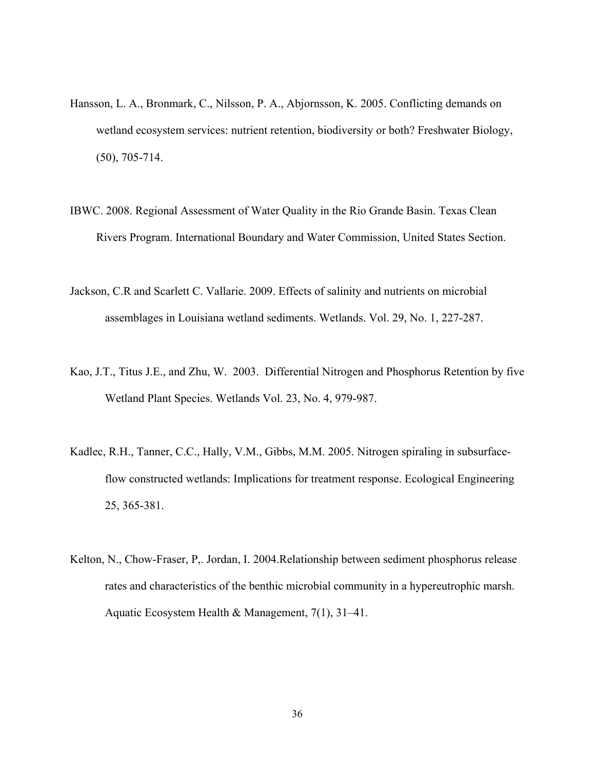Hansson, L. A., Bronmark, C., Nilsson, P. A., Abjornsson, K. 2005. Conflicting demands on wetland ecosystem services: nutrient retention, biodiversity or both? Freshwater Biology, (50), 705-714.

IBWC. 2008. Regional Assessment of Water Quality in the Rio Grande Basin. Texas Clean Rivers Program. International Boundary and Water Commission, United States Section.

Jackson, C.R and Scarlett C. Vallarie. 2009. Effects of salinity and nutrients on microbial assemblages in Louisiana wetland sediments. Wetlands. Vol. 29, No. 1, 227-287.

Kao, J.T., Titus J.E., and Zhu, W. 2003. Differential Nitrogen and Phosphorus Retention by five Wetland Plant Species. Wetlands Vol. 23, No. 4, 979-987.

Kadlec, R.H., Tanner, C.C., Hally, V.M., Gibbs, M.M. 2005. Nitrogen spiraling in subsurface-flow constructed wetlands: Implications for treatment response. Ecological Engineering 25, 365-381.

Kelton, N., Chow-Fraser, P,. Jordan, I. 2004.Relationship between sediment phosphorus release rates and characteristics of the benthic microbial community in a hypereutrophic marsh. Aquatic Ecosystem Health & Management, 7(1), 31–41.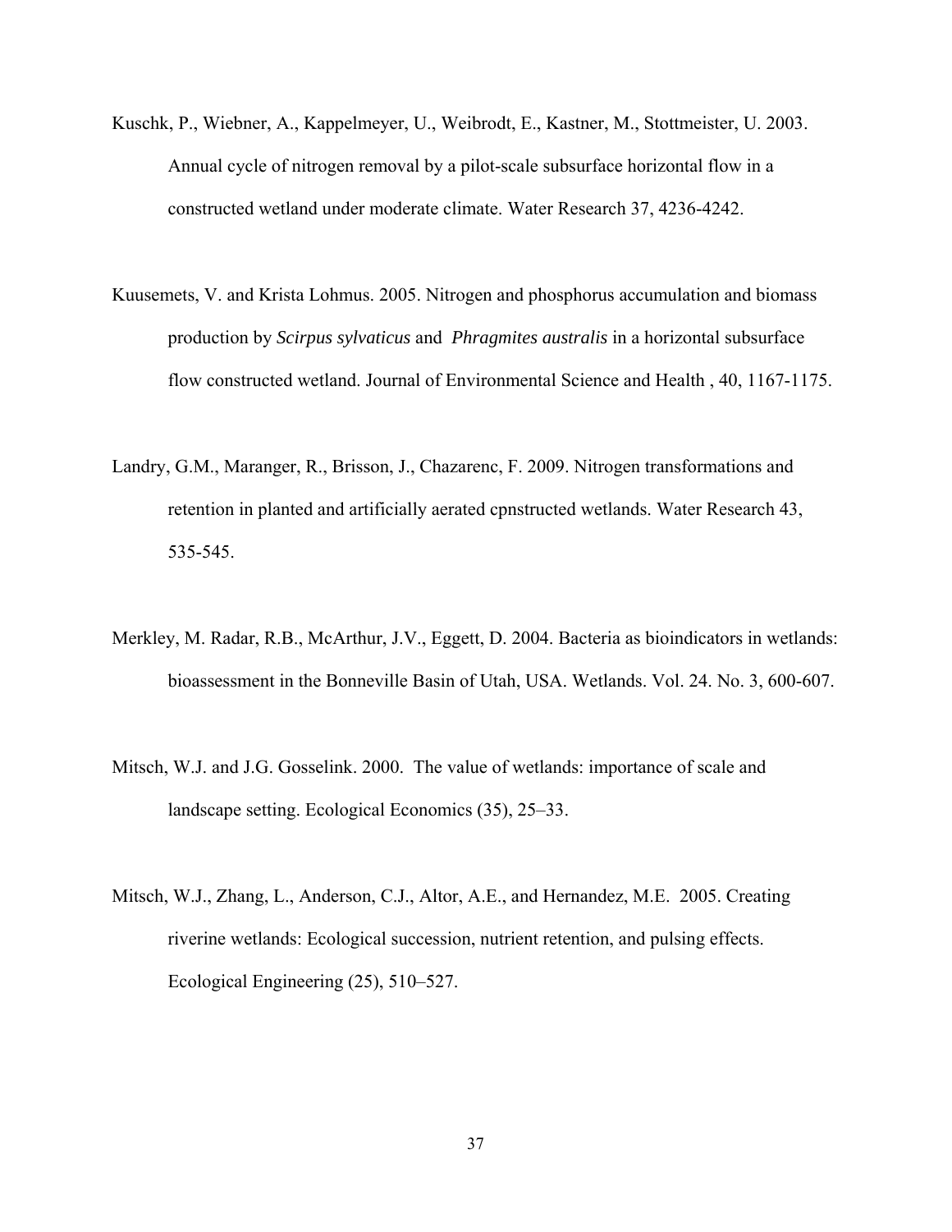Kuschk, P., Wiebner, A., Kappelmeyer, U., Weibrodt, E., Kastner, M., Stottmeister, U. 2003. Annual cycle of nitrogen removal by a pilot-scale subsurface horizontal flow in a constructed wetland under moderate climate. Water Research 37, 4236-4242.

Kuusemets, V. and Krista Lohmus. 2005. Nitrogen and phosphorus accumulation and biomass production by *Scirpus sylvaticus* and *Phragmites australis* in a horizontal subsurface flow constructed wetland. Journal of Environmental Science and Health , 40, 1167-1175.

Landry, G.M., Maranger, R., Brisson, J., Chazarenc, F. 2009. Nitrogen transformations and retention in planted and artificially aerated cpnstructed wetlands. Water Research 43, 535-545.

Merkley, M. Radar, R.B., McArthur, J.V., Eggett, D. 2004. Bacteria as bioindicators in wetlands: bioassessment in the Bonneville Basin of Utah, USA. Wetlands. Vol. 24. No. 3, 600-607.

Mitsch, W.J. and J.G. Gosselink. 2000. The value of wetlands: importance of scale and landscape setting. Ecological Economics (35), 25–33.

Mitsch, W.J., Zhang, L., Anderson, C.J., Altor, A.E., and Hernandez, M.E. 2005. Creating riverine wetlands: Ecological succession, nutrient retention, and pulsing effects. Ecological Engineering (25), 510–527.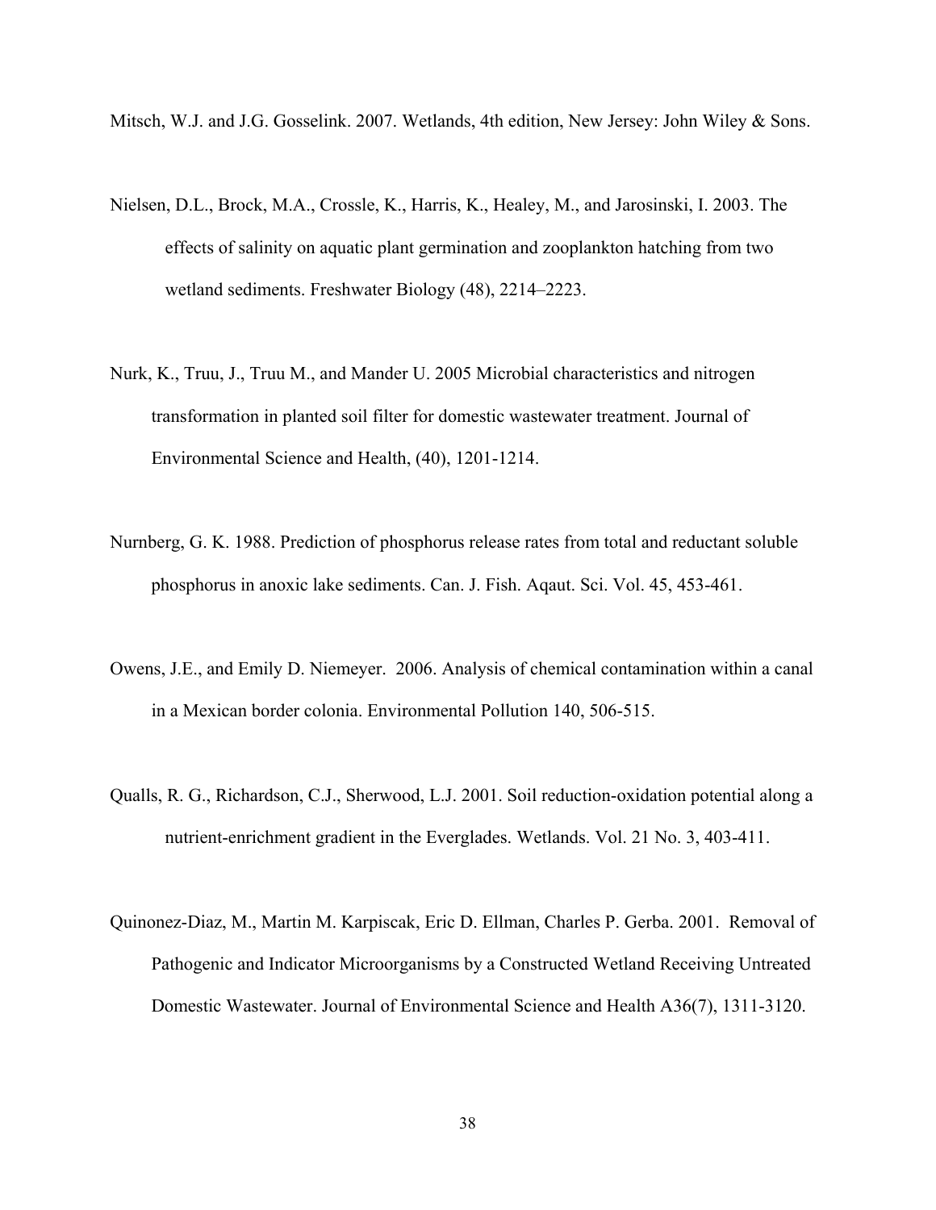Mitsch, W.J. and J.G. Gosselink. 2007. Wetlands, 4th edition, New Jersey: John Wiley & Sons.

Nielsen, D.L., Brock, M.A., Crossle, K., Harris, K., Healey, M., and Jarosinski, I. 2003. The effects of salinity on aquatic plant germination and zooplankton hatching from two wetland sediments. Freshwater Biology (48), 2214–2223.

Nurk, K., Truu, J., Truu M., and Mander U. 2005 Microbial characteristics and nitrogen transformation in planted soil filter for domestic wastewater treatment. Journal of Environmental Science and Health, (40), 1201-1214.

Nurnberg, G. K. 1988. Prediction of phosphorus release rates from total and reductant soluble phosphorus in anoxic lake sediments. Can. J. Fish. Aqaut. Sci. Vol. 45, 453-461.

Owens, J.E., and Emily D. Niemeyer. 2006. Analysis of chemical contamination within a canal in a Mexican border colonia. Environmental Pollution 140, 506-515.

Qualls, R. G., Richardson, C.J., Sherwood, L.J. 2001. Soil reduction-oxidation potential along a nutrient-enrichment gradient in the Everglades. Wetlands. Vol. 21 No. 3, 403-411.

Quinonez-Diaz, M., Martin M. Karpiscak, Eric D. Ellman, Charles P. Gerba. 2001. Removal of Pathogenic and Indicator Microorganisms by a Constructed Wetland Receiving Untreated Domestic Wastewater. Journal of Environmental Science and Health A36(7), 1311-3120.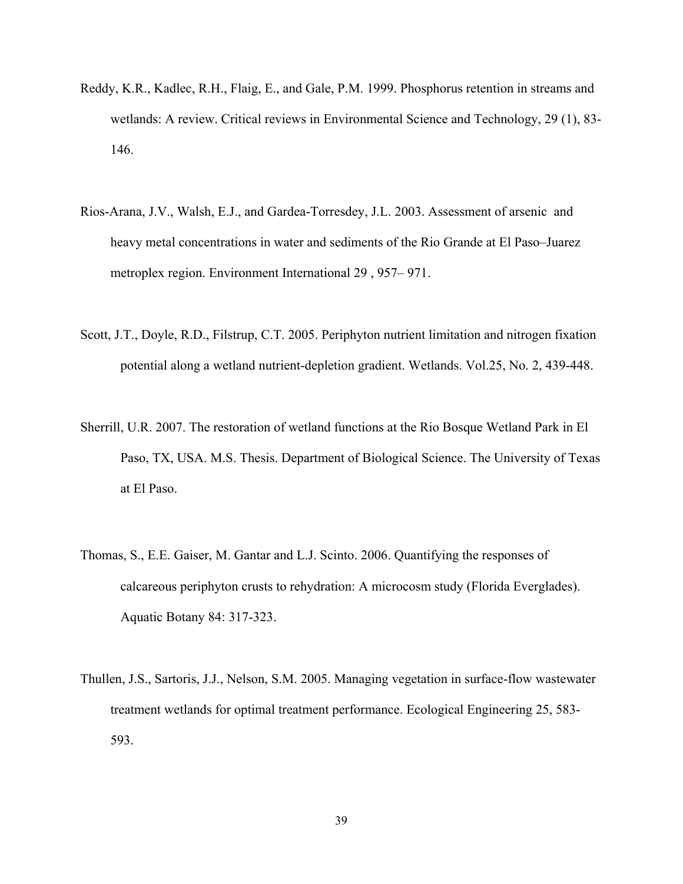Reddy, K.R., Kadlec, R.H., Flaig, E., and Gale, P.M. 1999. Phosphorus retention in streams and wetlands: A review. Critical reviews in Environmental Science and Technology, 29 (1), 83-146.

Rios-Arana, J.V., Walsh, E.J., and Gardea-Torresdey, J.L. 2003. Assessment of arsenic and heavy metal concentrations in water and sediments of the Rio Grande at El Paso–Juarez metroplex region. Environment International 29 , 957– 971.

Scott, J.T., Doyle, R.D., Filstrup, C.T. 2005. Periphyton nutrient limitation and nitrogen fixation potential along a wetland nutrient-depletion gradient. Wetlands. Vol.25, No. 2, 439-448.

Sherrill, U.R. 2007. The restoration of wetland functions at the Rio Bosque Wetland Park in El Paso, TX, USA. M.S. Thesis. Department of Biological Science. The University of Texas at El Paso.

Thomas, S., E.E. Gaiser, M. Gantar and L.J. Scinto. 2006. Quantifying the responses of calcareous periphyton crusts to rehydration: A microcosm study (Florida Everglades). Aquatic Botany 84: 317-323.

Thullen, J.S., Sartoris, J.J., Nelson, S.M. 2005. Managing vegetation in surface-flow wastewater treatment wetlands for optimal treatment performance. Ecological Engineering 25, 583-593.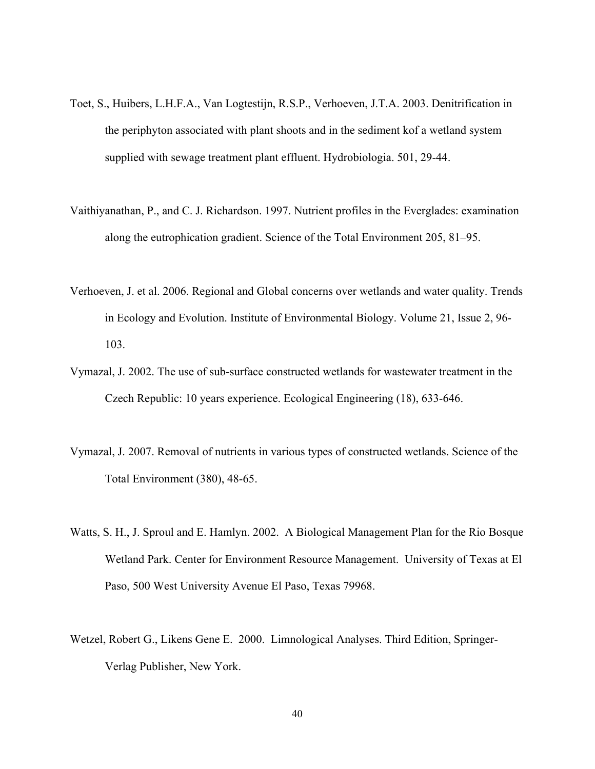Toet, S., Huibers, L.H.F.A., Van Logtestijn, R.S.P., Verhoeven, J.T.A. 2003. Denitrification in the periphyton associated with plant shoots and in the sediment kof a wetland system supplied with sewage treatment plant effluent. Hydrobiologia. 501, 29-44.

Vaithiyanathan, P., and C. J. Richardson. 1997. Nutrient profiles in the Everglades: examination along the eutrophication gradient. Science of the Total Environment 205, 81–95.

Verhoeven, J. et al. 2006. Regional and Global concerns over wetlands and water quality. Trends in Ecology and Evolution. Institute of Environmental Biology. Volume 21, Issue 2, 96-103.

Vymazal, J. 2002. The use of sub-surface constructed wetlands for wastewater treatment in the Czech Republic: 10 years experience. Ecological Engineering (18), 633-646.

Vymazal, J. 2007. Removal of nutrients in various types of constructed wetlands. Science of the Total Environment (380), 48-65.

Watts, S. H., J. Sproul and E. Hamlyn. 2002. A Biological Management Plan for the Rio Bosque Wetland Park. Center for Environment Resource Management. University of Texas at El Paso, 500 West University Avenue El Paso, Texas 79968.

Wetzel, Robert G., Likens Gene E. 2000. Limnological Analyses. Third Edition, Springer-Verlag Publisher, New York.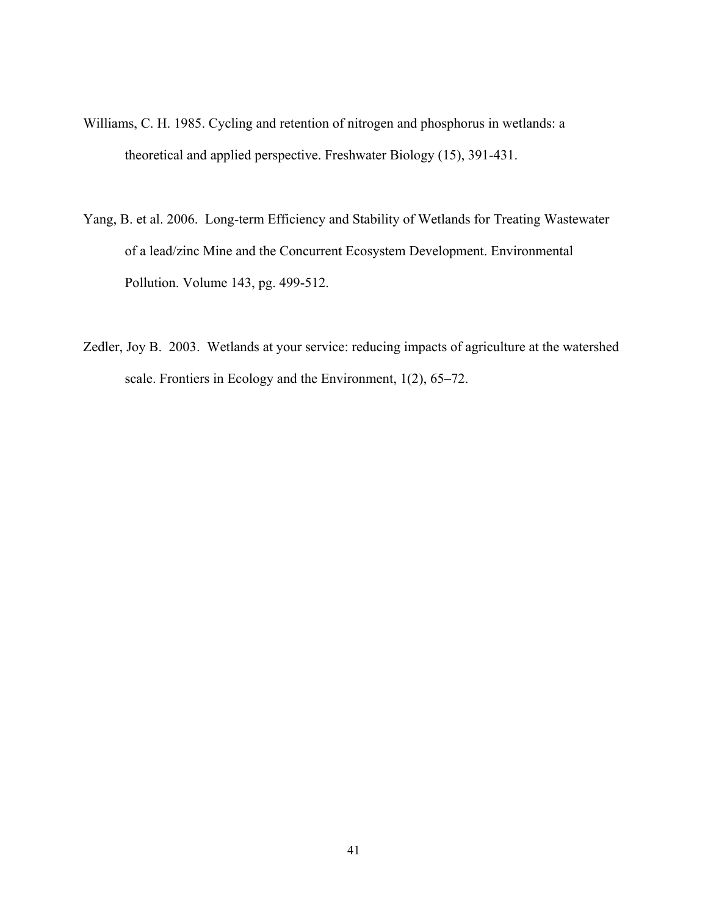Williams, C. H. 1985. Cycling and retention of nitrogen and phosphorus in wetlands: a theoretical and applied perspective. Freshwater Biology (15), 391-431.

Yang, B. et al. 2006. Long-term Efficiency and Stability of Wetlands for Treating Wastewater of a lead/zinc Mine and the Concurrent Ecosystem Development. Environmental Pollution. Volume 143, pg. 499-512.

Zedler, Joy B. 2003. Wetlands at your service: reducing impacts of agriculture at the watershed scale. Frontiers in Ecology and the Environment, 1(2), 65–72.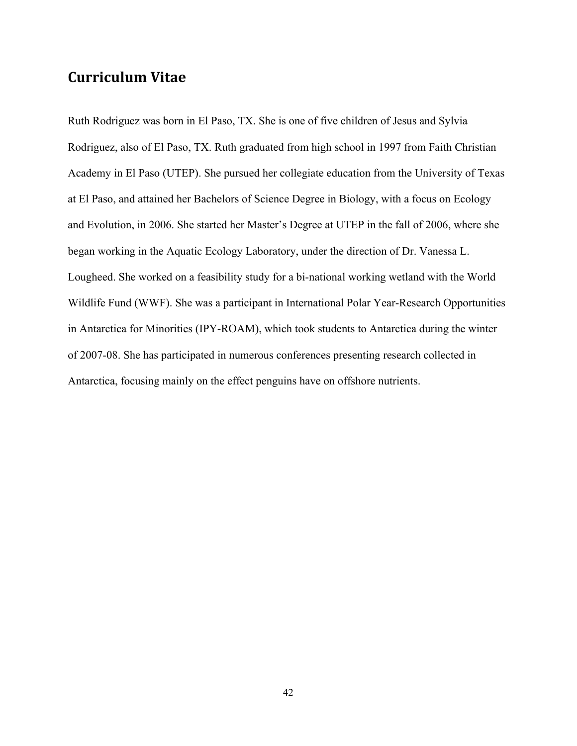## Curriculum Vitae

Ruth Rodriguez was born in El Paso, TX. She is one of five children of Jesus and Sylvia Rodriguez, also of El Paso, TX. Ruth graduated from high school in 1997 from Faith Christian Academy in El Paso (UTEP). She pursued her collegiate education from the University of Texas at El Paso, and attained her Bachelors of Science Degree in Biology, with a focus on Ecology and Evolution, in 2006. She started her Master's Degree at UTEP in the fall of 2006, where she began working in the Aquatic Ecology Laboratory, under the direction of Dr. Vanessa L. Lougheed. She worked on a feasibility study for a bi-national working wetland with the World Wildlife Fund (WWF). She was a participant in International Polar Year-Research Opportunities in Antarctica for Minorities (IPY-ROAM), which took students to Antarctica during the winter of 2007-08. She has participated in numerous conferences presenting research collected in Antarctica, focusing mainly on the effect penguins have on offshore nutrients.